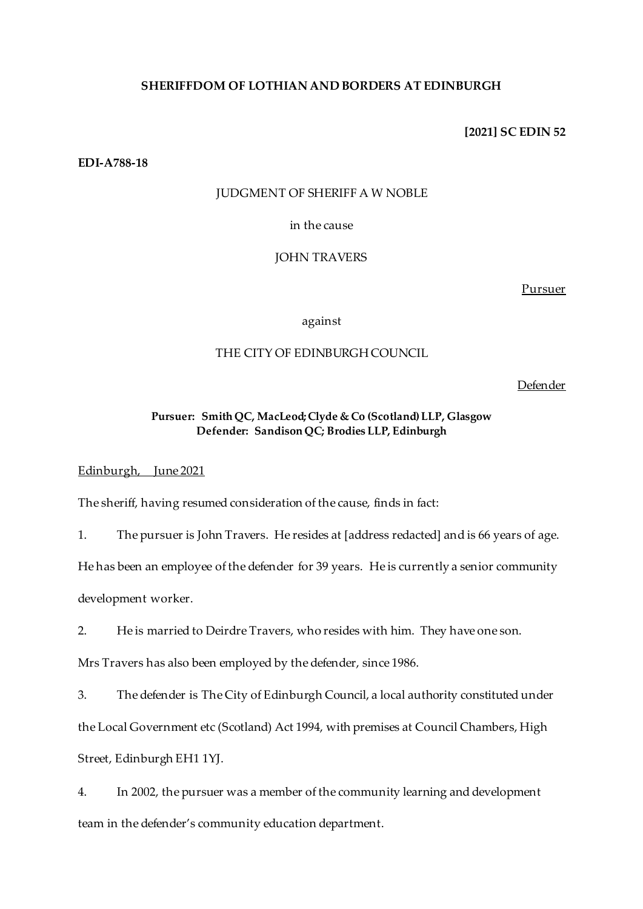**SHERIFFDOM OF LOTHIAN AND BORDERS AT EDINBURGH**

**[2021] SC EDIN 52**

**EDI-A788-18**

JUDGMENT OF SHERIFF A W NOBLE

in the cause

JOHN TRAVERS

Pursuer

against

THE CITY OF EDINBURGH COUNCIL

Defender

**Pursuer: Smith QC, MacLeod; Clyde & Co (Scotland) LLP, Glasgow**
**Defender: Sandison QC; Brodies LLP, Edinburgh**

Edinburgh, June 2021

The sheriff, having resumed consideration of the cause, finds in fact:

1. The pursuer is John Travers. He resides at [address redacted] and is 66 years of age. He has been an employee of the defender for 39 years. He is currently a senior community development worker.

2. He is married to Deirdre Travers, who resides with him. They have one son. Mrs Travers has also been employed by the defender, since 1986.

3. The defender is The City of Edinburgh Council, a local authority constituted under the Local Government etc (Scotland) Act 1994, with premises at Council Chambers, High Street, Edinburgh EH1 1YJ.

4. In 2002, the pursuer was a member of the community learning and development team in the defender's community education department.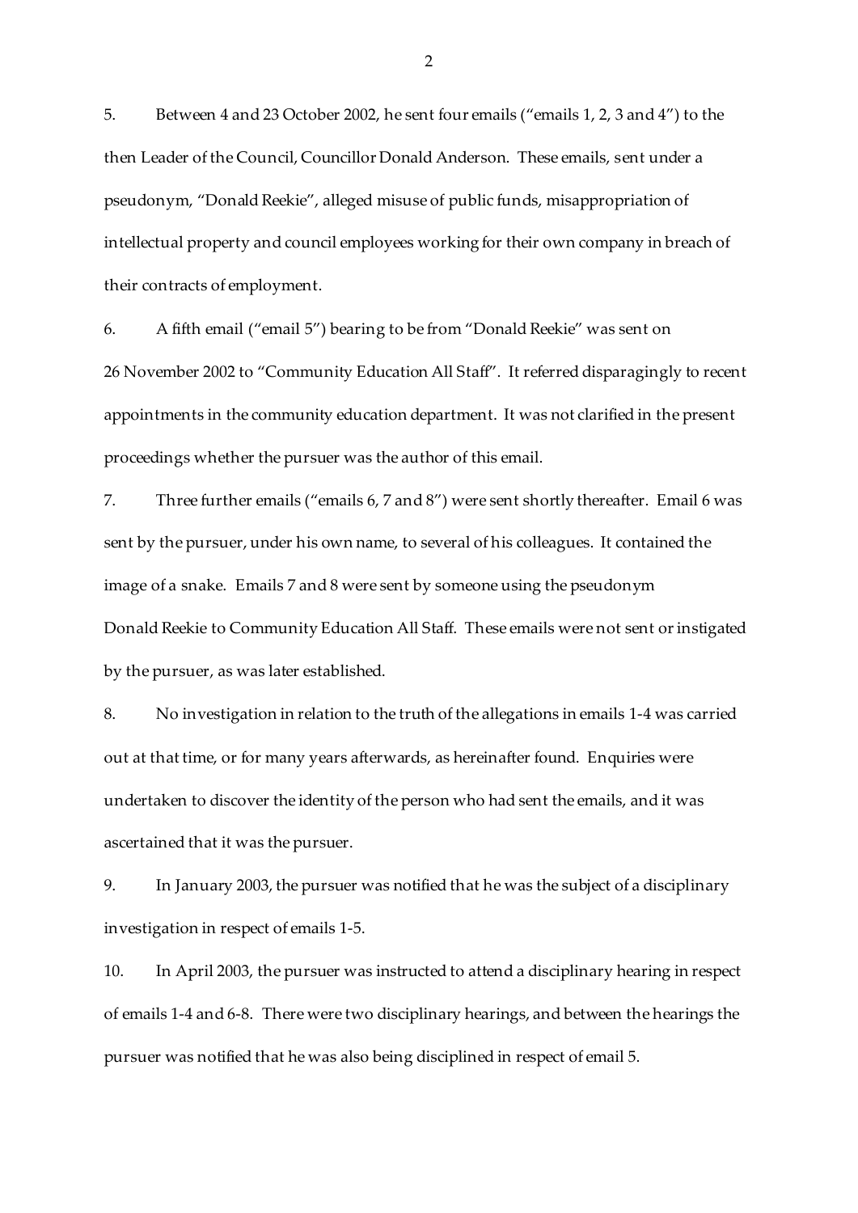5. Between 4 and 23 October 2002, he sent four emails ("emails 1, 2, 3 and 4") to the then Leader of the Council, Councillor Donald Anderson. These emails, sent under a pseudonym, "Donald Reekie", alleged misuse of public funds, misappropriation of intellectual property and council employees working for their own company in breach of their contracts of employment.

6. A fifth email ("email 5") bearing to be from "Donald Reekie" was sent on 26 November 2002 to "Community Education All Staff". It referred disparagingly to recent appointments in the community education department. It was not clarified in the present proceedings whether the pursuer was the author of this email.

7. Three further emails ("emails 6, 7 and 8") were sent shortly thereafter. Email 6 was sent by the pursuer, under his own name, to several of his colleagues. It contained the image of a snake. Emails 7 and 8 were sent by someone using the pseudonym Donald Reekie to Community Education All Staff. These emails were not sent or instigated by the pursuer, as was later established.

8. No investigation in relation to the truth of the allegations in emails 1-4 was carried out at that time, or for many years afterwards, as hereinafter found. Enquiries were undertaken to discover the identity of the person who had sent the emails, and it was ascertained that it was the pursuer.

9. In January 2003, the pursuer was notified that he was the subject of a disciplinary investigation in respect of emails 1-5.

10. In April 2003, the pursuer was instructed to attend a disciplinary hearing in respect of emails 1-4 and 6-8. There were two disciplinary hearings, and between the hearings the pursuer was notified that he was also being disciplined in respect of email 5.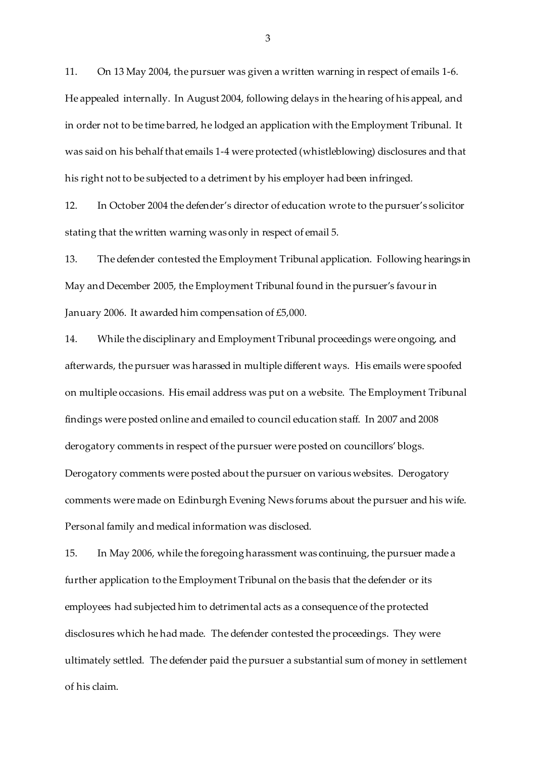11. On 13 May 2004, the pursuer was given a written warning in respect of emails 1-6. He appealed internally. In August 2004, following delays in the hearing of his appeal, and in order not to be time barred, he lodged an application with the Employment Tribunal. It was said on his behalf that emails 1-4 were protected (whistleblowing) disclosures and that his right not to be subjected to a detriment by his employer had been infringed.

12. In October 2004 the defender's director of education wrote to the pursuer's solicitor stating that the written warning was only in respect of email 5.

13. The defender contested the Employment Tribunal application. Following hearings in May and December 2005, the Employment Tribunal found in the pursuer's favour in January 2006. It awarded him compensation of £5,000.

14. While the disciplinary and Employment Tribunal proceedings were ongoing, and afterwards, the pursuer was harassed in multiple different ways. His emails were spoofed on multiple occasions. His email address was put on a website. The Employment Tribunal findings were posted online and emailed to council education staff. In 2007 and 2008 derogatory comments in respect of the pursuer were posted on councillors' blogs. Derogatory comments were posted about the pursuer on various websites. Derogatory comments were made on Edinburgh Evening News forums about the pursuer and his wife. Personal family and medical information was disclosed.

15. In May 2006, while the foregoing harassment was continuing, the pursuer made a further application to the Employment Tribunal on the basis that the defender or its employees had subjected him to detrimental acts as a consequence of the protected disclosures which he had made. The defender contested the proceedings. They were ultimately settled. The defender paid the pursuer a substantial sum of money in settlement of his claim.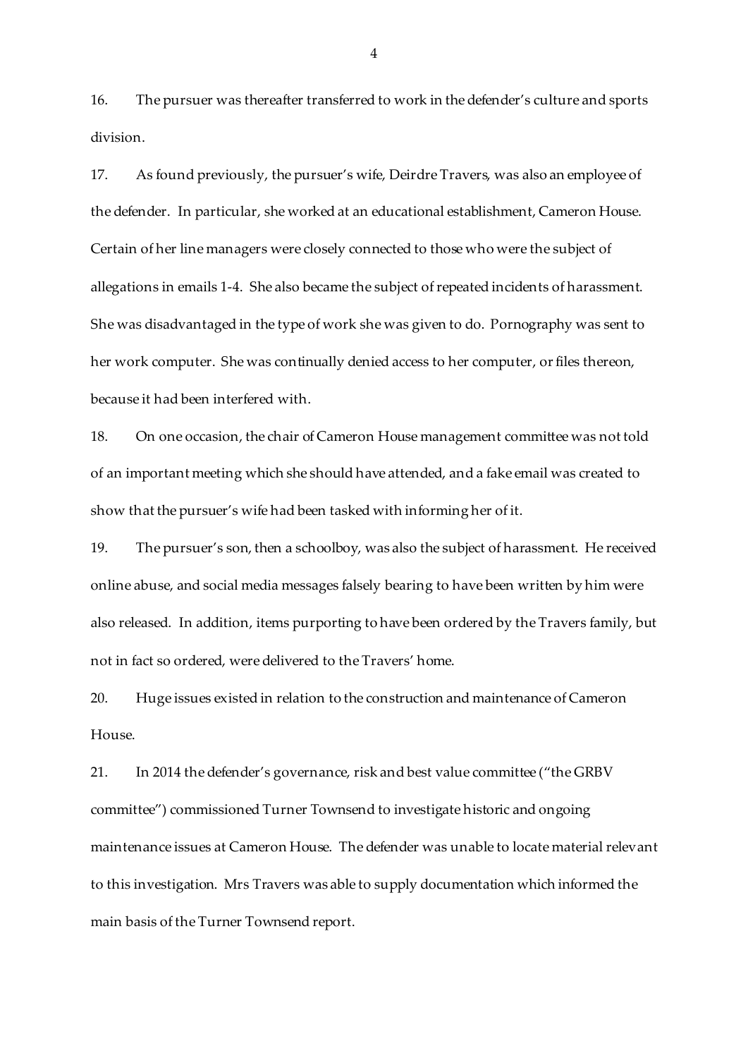16. The pursuer was thereafter transferred to work in the defender's culture and sports division.

17. As found previously, the pursuer's wife, Deirdre Travers, was also an employee of the defender. In particular, she worked at an educational establishment, Cameron House. Certain of her line managers were closely connected to those who were the subject of allegations in emails 1-4. She also became the subject of repeated incidents of harassment. She was disadvantaged in the type of work she was given to do. Pornography was sent to her work computer. She was continually denied access to her computer, or files thereon, because it had been interfered with.

18. On one occasion, the chair of Cameron House management committee was not told of an important meeting which she should have attended, and a fake email was created to show that the pursuer's wife had been tasked with informing her of it.

19. The pursuer's son, then a schoolboy, was also the subject of harassment. He received online abuse, and social media messages falsely bearing to have been written by him were also released. In addition, items purporting to have been ordered by the Travers family, but not in fact so ordered, were delivered to the Travers' home.

20. Huge issues existed in relation to the construction and maintenance of Cameron House.

21. In 2014 the defender's governance, risk and best value committee ("the GRBV committee") commissioned Turner Townsend to investigate historic and ongoing maintenance issues at Cameron House. The defender was unable to locate material relevant to this investigation. Mrs Travers was able to supply documentation which informed the main basis of the Turner Townsend report.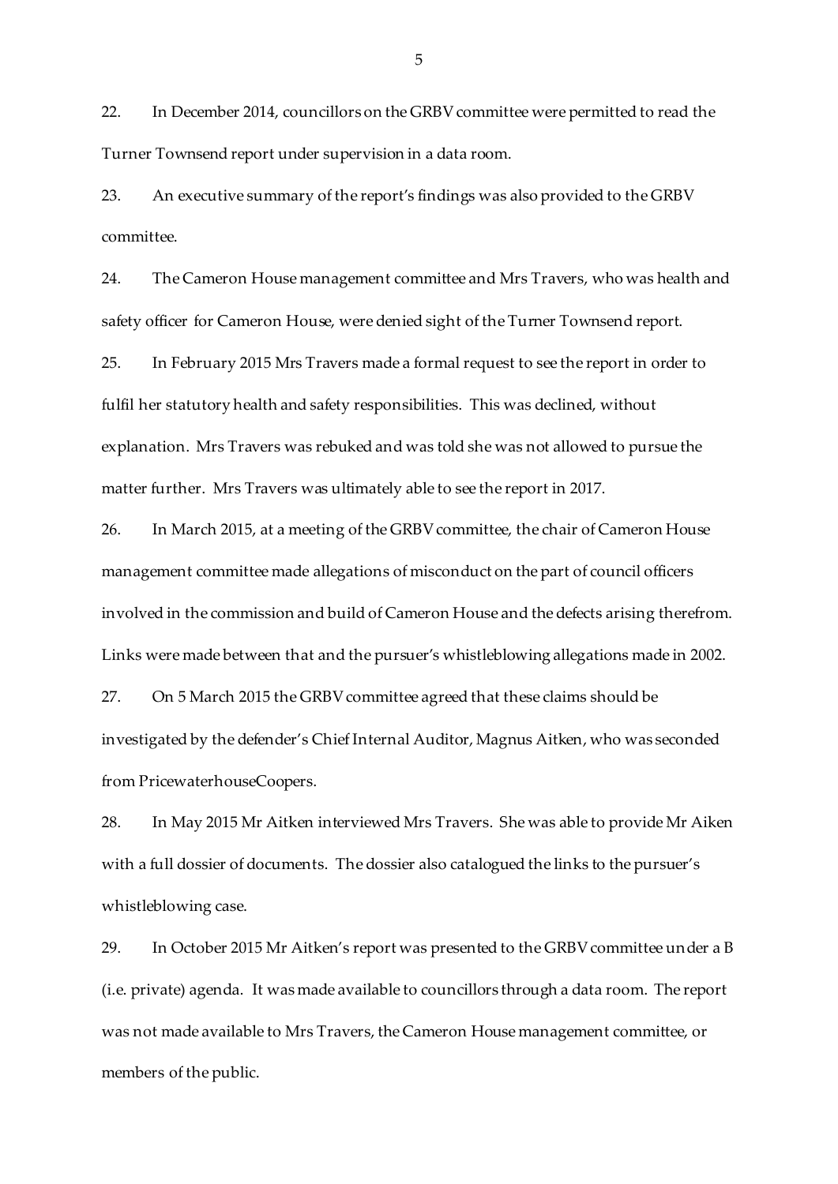22. In December 2014, councillors on the GRBV committee were permitted to read the Turner Townsend report under supervision in a data room.

23. An executive summary of the report's findings was also provided to the GRBV committee.

24. The Cameron House management committee and Mrs Travers, who was health and safety officer for Cameron House, were denied sight of the Turner Townsend report.

25. In February 2015 Mrs Travers made a formal request to see the report in order to fulfil her statutory health and safety responsibilities. This was declined, without explanation. Mrs Travers was rebuked and was told she was not allowed to pursue the matter further. Mrs Travers was ultimately able to see the report in 2017.

26. In March 2015, at a meeting of the GRBV committee, the chair of Cameron House management committee made allegations of misconduct on the part of council officers involved in the commission and build of Cameron House and the defects arising therefrom. Links were made between that and the pursuer's whistleblowing allegations made in 2002.

27. On 5 March 2015 the GRBV committee agreed that these claims should be investigated by the defender's Chief Internal Auditor, Magnus Aitken, who was seconded from PricewaterhouseCoopers.

28. In May 2015 Mr Aitken interviewed Mrs Travers. She was able to provide Mr Aiken with a full dossier of documents. The dossier also catalogued the links to the pursuer's whistleblowing case.

29. In October 2015 Mr Aitken's report was presented to the GRBV committee under a B (i.e. private) agenda. It was made available to councillors through a data room. The report was not made available to Mrs Travers, the Cameron House management committee, or members of the public.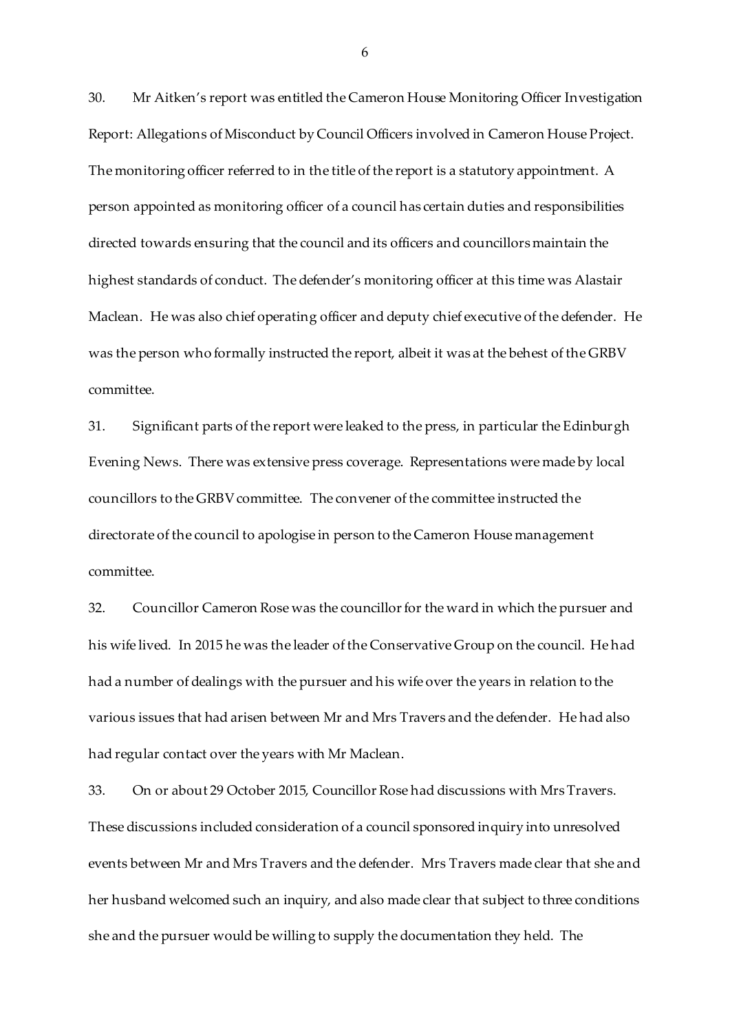30. Mr Aitken's report was entitled the Cameron House Monitoring Officer Investigation Report: Allegations of Misconduct by Council Officers involved in Cameron House Project. The monitoring officer referred to in the title of the report is a statutory appointment. A person appointed as monitoring officer of a council has certain duties and responsibilities directed towards ensuring that the council and its officers and councillors maintain the highest standards of conduct. The defender's monitoring officer at this time was Alastair Maclean. He was also chief operating officer and deputy chief executive of the defender. He was the person who formally instructed the report, albeit it was at the behest of the GRBV committee.

31. Significant parts of the report were leaked to the press, in particular the Edinburgh Evening News. There was extensive press coverage. Representations were made by local councillors to the GRBV committee. The convener of the committee instructed the directorate of the council to apologise in person to the Cameron House management committee.

32. Councillor Cameron Rose was the councillor for the ward in which the pursuer and his wife lived. In 2015 he was the leader of the Conservative Group on the council. He had had a number of dealings with the pursuer and his wife over the years in relation to the various issues that had arisen between Mr and Mrs Travers and the defender. He had also had regular contact over the years with Mr Maclean.

33. On or about 29 October 2015, Councillor Rose had discussions with Mrs Travers. These discussions included consideration of a council sponsored inquiry into unresolved events between Mr and Mrs Travers and the defender. Mrs Travers made clear that she and her husband welcomed such an inquiry, and also made clear that subject to three conditions she and the pursuer would be willing to supply the documentation they held. The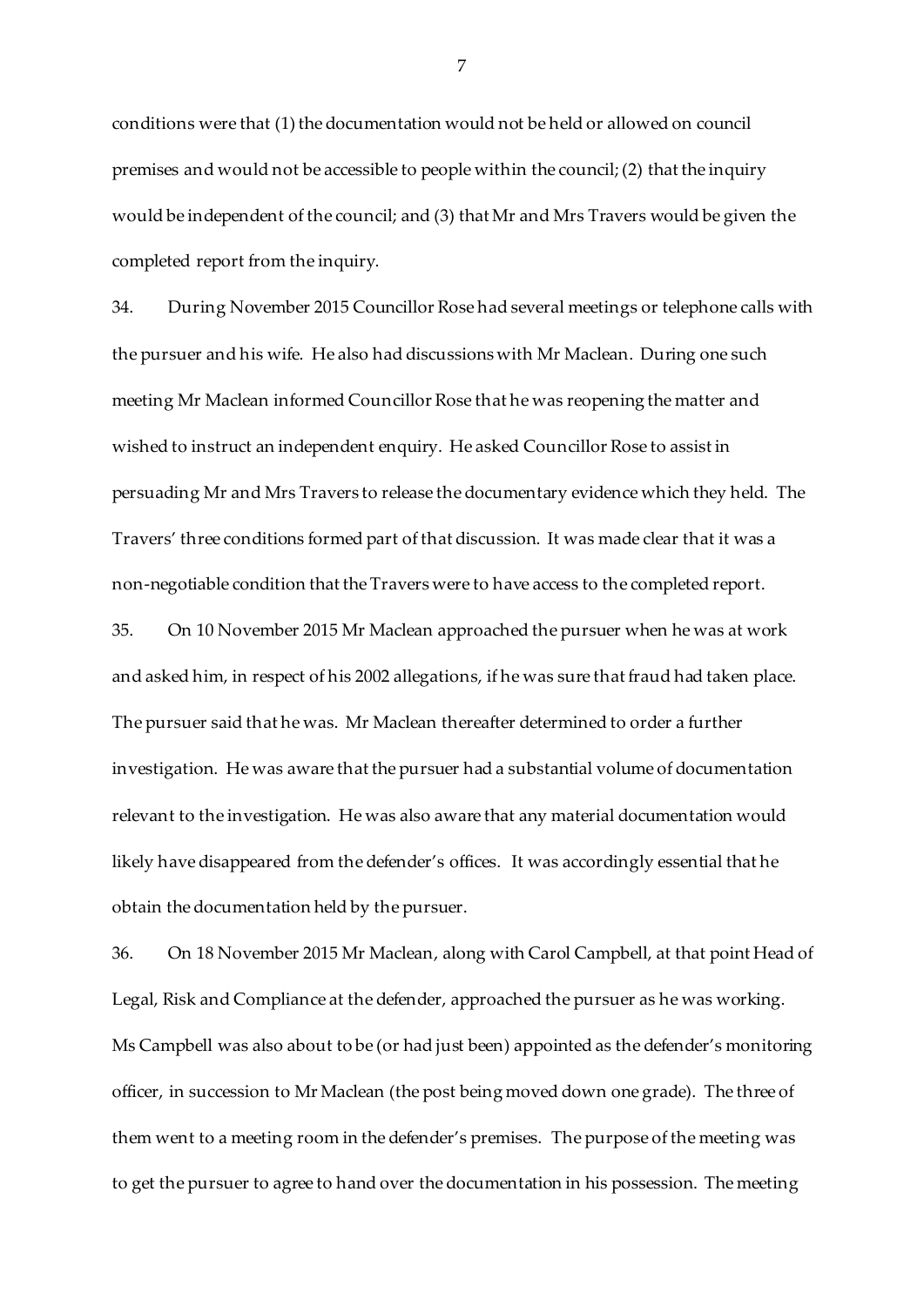conditions were that (1) the documentation would not be held or allowed on council premises and would not be accessible to people within the council; (2) that the inquiry would be independent of the council; and (3) that Mr and Mrs Travers would be given the completed report from the inquiry.

34. During November 2015 Councillor Rose had several meetings or telephone calls with the pursuer and his wife. He also had discussions with Mr Maclean. During one such meeting Mr Maclean informed Councillor Rose that he was reopening the matter and wished to instruct an independent enquiry. He asked Councillor Rose to assist in persuading Mr and Mrs Travers to release the documentary evidence which they held. The Travers' three conditions formed part of that discussion. It was made clear that it was a non-negotiable condition that the Travers were to have access to the completed report.

35. On 10 November 2015 Mr Maclean approached the pursuer when he was at work and asked him, in respect of his 2002 allegations, if he was sure that fraud had taken place. The pursuer said that he was. Mr Maclean thereafter determined to order a further investigation. He was aware that the pursuer had a substantial volume of documentation relevant to the investigation. He was also aware that any material documentation would likely have disappeared from the defender's offices. It was accordingly essential that he obtain the documentation held by the pursuer.

36. On 18 November 2015 Mr Maclean, along with Carol Campbell, at that point Head of Legal, Risk and Compliance at the defender, approached the pursuer as he was working. Ms Campbell was also about to be (or had just been) appointed as the defender's monitoring officer, in succession to Mr Maclean (the post being moved down one grade). The three of them went to a meeting room in the defender's premises. The purpose of the meeting was to get the pursuer to agree to hand over the documentation in his possession. The meeting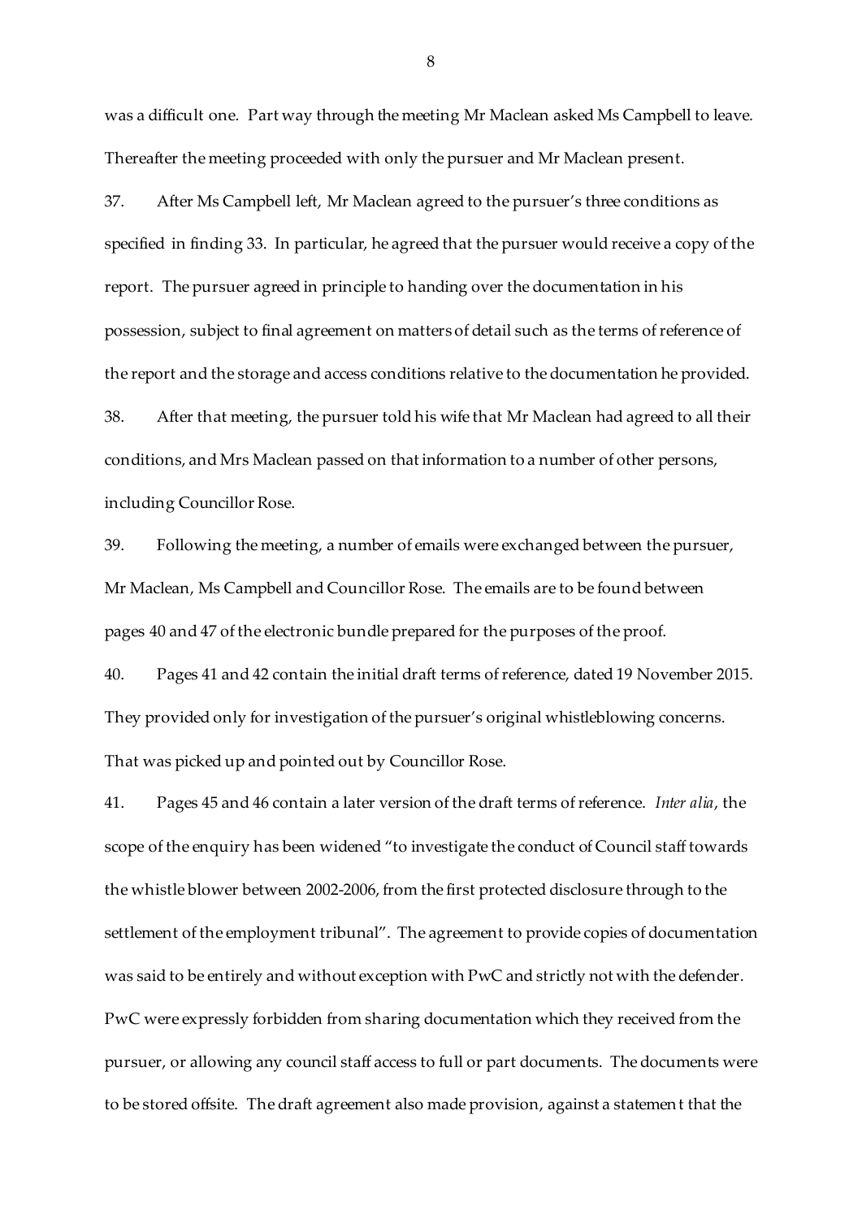was a difficult one. Part way through the meeting Mr Maclean asked Ms Campbell to leave. Thereafter the meeting proceeded with only the pursuer and Mr Maclean present.

37. After Ms Campbell left, Mr Maclean agreed to the pursuer's three conditions as specified in finding 33. In particular, he agreed that the pursuer would receive a copy of the report. The pursuer agreed in principle to handing over the documentation in his possession, subject to final agreement on matters of detail such as the terms of reference of the report and the storage and access conditions relative to the documentation he provided.

38. After that meeting, the pursuer told his wife that Mr Maclean had agreed to all their conditions, and Mrs Maclean passed on that information to a number of other persons, including Councillor Rose.

39. Following the meeting, a number of emails were exchanged between the pursuer, Mr Maclean, Ms Campbell and Councillor Rose. The emails are to be found between pages 40 and 47 of the electronic bundle prepared for the purposes of the proof.

40. Pages 41 and 42 contain the initial draft terms of reference, dated 19 November 2015. They provided only for investigation of the pursuer's original whistleblowing concerns. That was picked up and pointed out by Councillor Rose.

41. Pages 45 and 46 contain a later version of the draft terms of reference. *Inter alia*, the scope of the enquiry has been widened "to investigate the conduct of Council staff towards the whistle blower between 2002-2006, from the first protected disclosure through to the settlement of the employment tribunal". The agreement to provide copies of documentation was said to be entirely and without exception with PwC and strictly not with the defender. PwC were expressly forbidden from sharing documentation which they received from the pursuer, or allowing any council staff access to full or part documents. The documents were to be stored offsite. The draft agreement also made provision, against a statement that the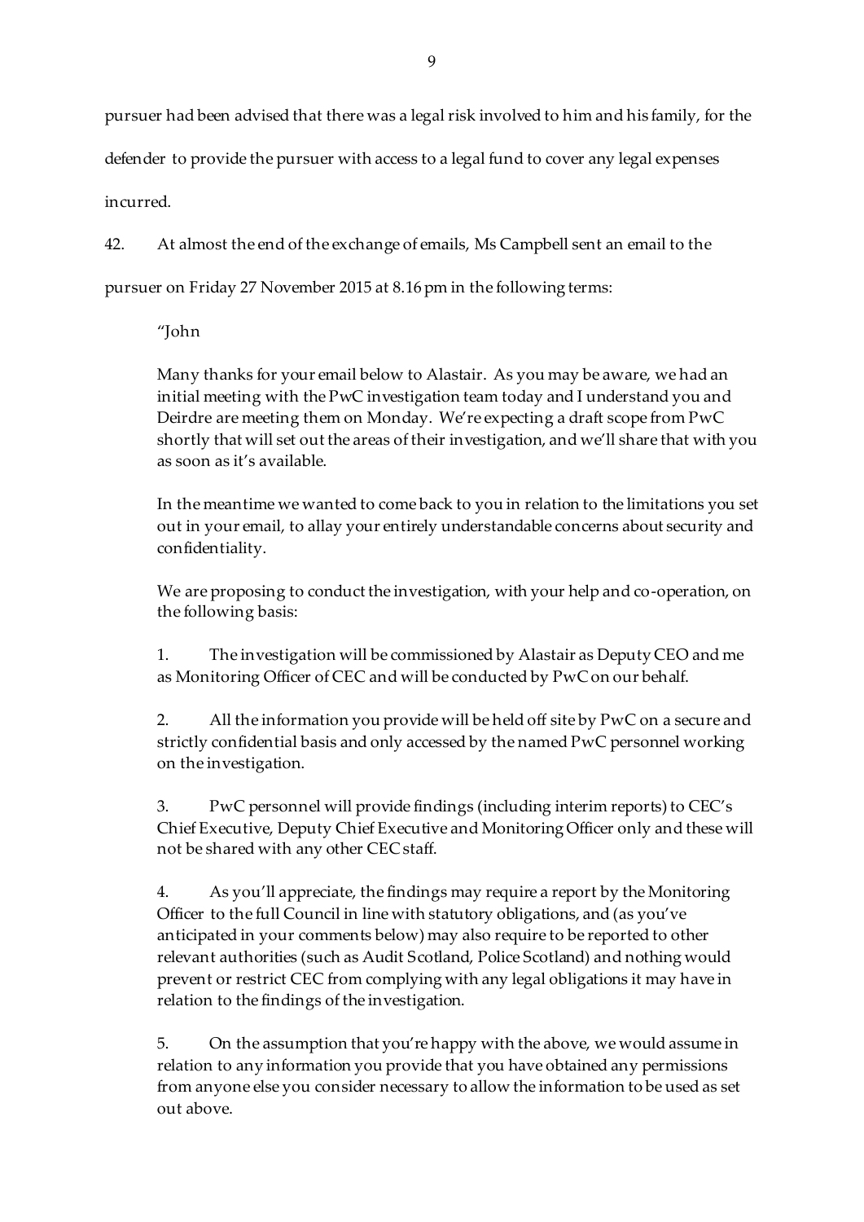pursuer had been advised that there was a legal risk involved to him and his family, for the defender to provide the pursuer with access to a legal fund to cover any legal expenses incurred.

42. At almost the end of the exchange of emails, Ms Campbell sent an email to the pursuer on Friday 27 November 2015 at 8.16 pm in the following terms:

> "John
>
> Many thanks for your email below to Alastair. As you may be aware, we had an initial meeting with the PwC investigation team today and I understand you and Deirdre are meeting them on Monday. We're expecting a draft scope from PwC shortly that will set out the areas of their investigation, and we'll share that with you as soon as it's available.
>
> In the meantime we wanted to come back to you in relation to the limitations you set out in your email, to allay your entirely understandable concerns about security and confidentiality.
>
> We are proposing to conduct the investigation, with your help and co-operation, on the following basis:
>
> 1. The investigation will be commissioned by Alastair as Deputy CEO and me as Monitoring Officer of CEC and will be conducted by PwC on our behalf.
>
> 2. All the information you provide will be held off site by PwC on a secure and strictly confidential basis and only accessed by the named PwC personnel working on the investigation.
>
> 3. PwC personnel will provide findings (including interim reports) to CEC's Chief Executive, Deputy Chief Executive and Monitoring Officer only and these will not be shared with any other CEC staff.
>
> 4. As you'll appreciate, the findings may require a report by the Monitoring Officer to the full Council in line with statutory obligations, and (as you've anticipated in your comments below) may also require to be reported to other relevant authorities (such as Audit Scotland, Police Scotland) and nothing would prevent or restrict CEC from complying with any legal obligations it may have in relation to the findings of the investigation.
>
> 5. On the assumption that you're happy with the above, we would assume in relation to any information you provide that you have obtained any permissions from anyone else you consider necessary to allow the information to be used as set out above.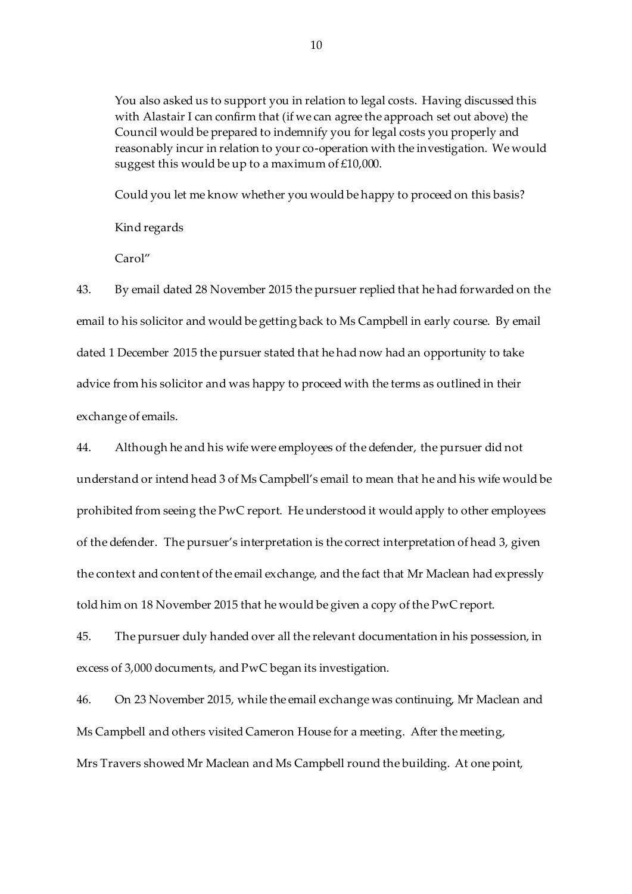You also asked us to support you in relation to legal costs. Having discussed this with Alastair I can confirm that (if we can agree the approach set out above) the Council would be prepared to indemnify you for legal costs you properly and reasonably incur in relation to your co-operation with the investigation. We would suggest this would be up to a maximum of £10,000.

Could you let me know whether you would be happy to proceed on this basis?

Kind regards

Carol"

43. By email dated 28 November 2015 the pursuer replied that he had forwarded on the email to his solicitor and would be getting back to Ms Campbell in early course. By email dated 1 December 2015 the pursuer stated that he had now had an opportunity to take advice from his solicitor and was happy to proceed with the terms as outlined in their exchange of emails.

44. Although he and his wife were employees of the defender, the pursuer did not understand or intend head 3 of Ms Campbell's email to mean that he and his wife would be prohibited from seeing the PwC report. He understood it would apply to other employees of the defender. The pursuer's interpretation is the correct interpretation of head 3, given the context and content of the email exchange, and the fact that Mr Maclean had expressly told him on 18 November 2015 that he would be given a copy of the PwC report.

45. The pursuer duly handed over all the relevant documentation in his possession, in excess of 3,000 documents, and PwC began its investigation.

46. On 23 November 2015, while the email exchange was continuing, Mr Maclean and Ms Campbell and others visited Cameron House for a meeting. After the meeting, Mrs Travers showed Mr Maclean and Ms Campbell round the building. At one point,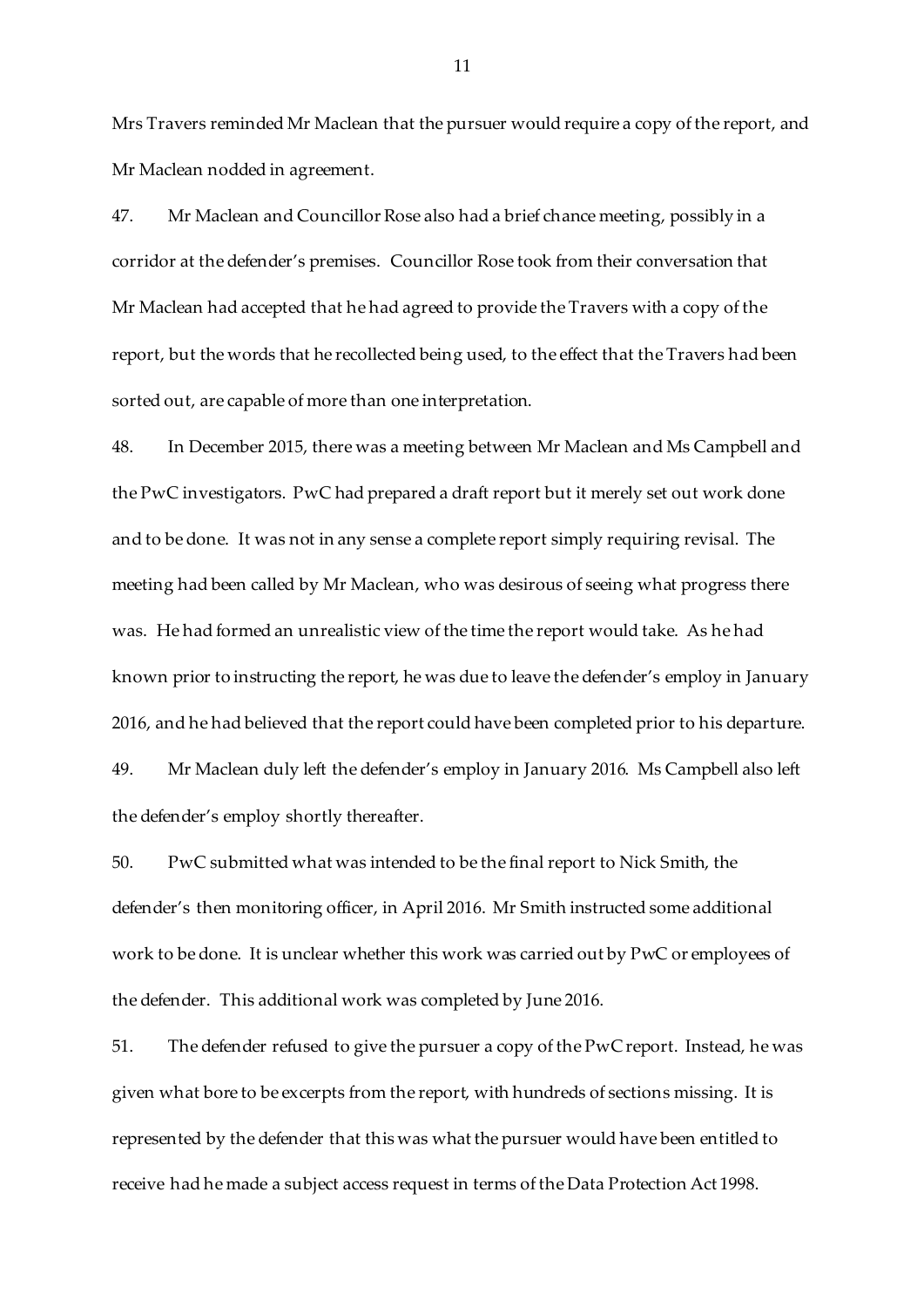Mrs Travers reminded Mr Maclean that the pursuer would require a copy of the report, and Mr Maclean nodded in agreement.

47. Mr Maclean and Councillor Rose also had a brief chance meeting, possibly in a corridor at the defender's premises. Councillor Rose took from their conversation that Mr Maclean had accepted that he had agreed to provide the Travers with a copy of the report, but the words that he recollected being used, to the effect that the Travers had been sorted out, are capable of more than one interpretation.

48. In December 2015, there was a meeting between Mr Maclean and Ms Campbell and the PwC investigators. PwC had prepared a draft report but it merely set out work done and to be done. It was not in any sense a complete report simply requiring revisal. The meeting had been called by Mr Maclean, who was desirous of seeing what progress there was. He had formed an unrealistic view of the time the report would take. As he had known prior to instructing the report, he was due to leave the defender's employ in January 2016, and he had believed that the report could have been completed prior to his departure.

49. Mr Maclean duly left the defender's employ in January 2016. Ms Campbell also left the defender's employ shortly thereafter.

50. PwC submitted what was intended to be the final report to Nick Smith, the defender's then monitoring officer, in April 2016. Mr Smith instructed some additional work to be done. It is unclear whether this work was carried out by PwC or employees of the defender. This additional work was completed by June 2016.

51. The defender refused to give the pursuer a copy of the PwC report. Instead, he was given what bore to be excerpts from the report, with hundreds of sections missing. It is represented by the defender that this was what the pursuer would have been entitled to receive had he made a subject access request in terms of the Data Protection Act 1998.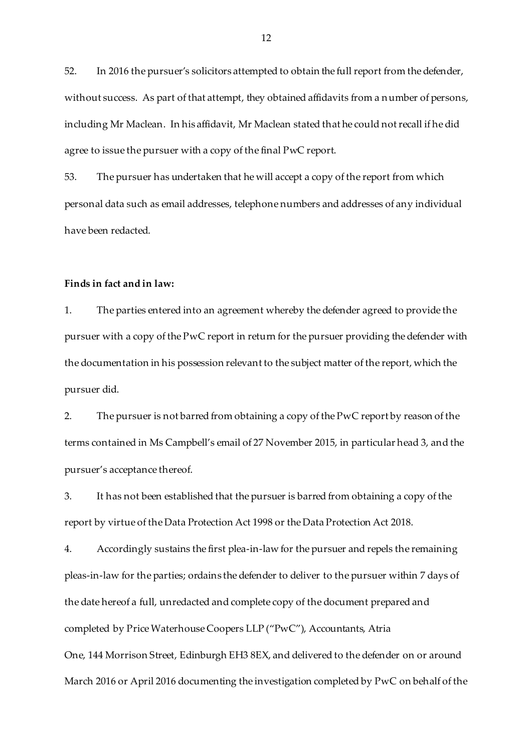52. In 2016 the pursuer's solicitors attempted to obtain the full report from the defender, without success. As part of that attempt, they obtained affidavits from a number of persons, including Mr Maclean. In his affidavit, Mr Maclean stated that he could not recall if he did agree to issue the pursuer with a copy of the final PwC report.

53. The pursuer has undertaken that he will accept a copy of the report from which personal data such as email addresses, telephone numbers and addresses of any individual have been redacted.

**Finds in fact and in law:**

1. The parties entered into an agreement whereby the defender agreed to provide the pursuer with a copy of the PwC report in return for the pursuer providing the defender with the documentation in his possession relevant to the subject matter of the report, which the pursuer did.

2. The pursuer is not barred from obtaining a copy of the PwC report by reason of the terms contained in Ms Campbell's email of 27 November 2015, in particular head 3, and the pursuer's acceptance thereof.

3. It has not been established that the pursuer is barred from obtaining a copy of the report by virtue of the Data Protection Act 1998 or the Data Protection Act 2018.

4. Accordingly sustains the first plea-in-law for the pursuer and repels the remaining pleas-in-law for the parties; ordains the defender to deliver to the pursuer within 7 days of the date hereof a full, unredacted and complete copy of the document prepared and completed by Price Waterhouse Coopers LLP ("PwC"), Accountants, Atria One, 144 Morrison Street, Edinburgh EH3 8EX, and delivered to the defender on or around March 2016 or April 2016 documenting the investigation completed by PwC on behalf of the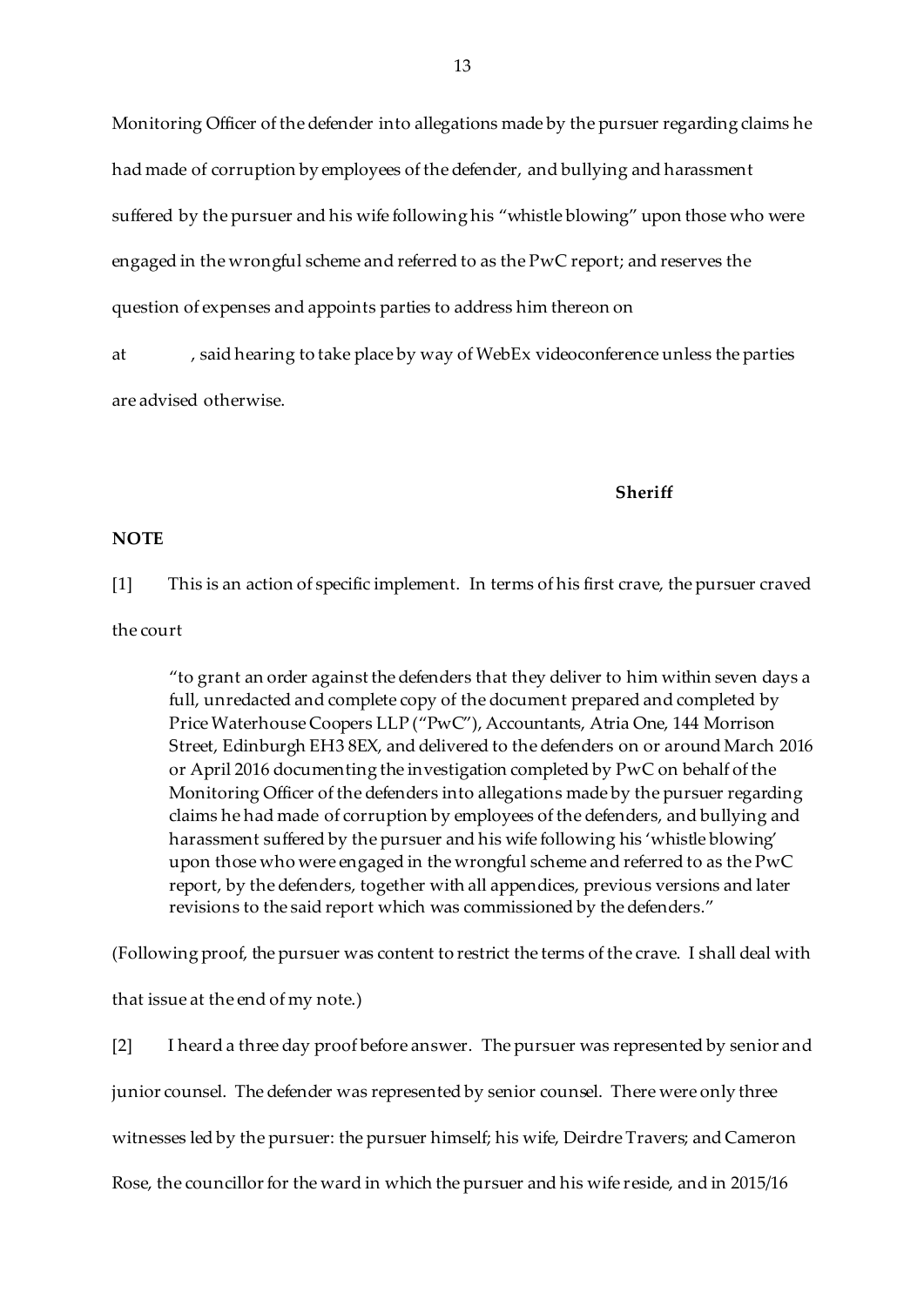Monitoring Officer of the defender into allegations made by the pursuer regarding claims he had made of corruption by employees of the defender, and bullying and harassment suffered by the pursuer and his wife following his "whistle blowing" upon those who were engaged in the wrongful scheme and referred to as the PwC report; and reserves the question of expenses and appoints parties to address him thereon on

at , said hearing to take place by way of WebEx videoconference unless the parties are advised otherwise.

**Sheriff**

**NOTE**

[1] This is an action of specific implement. In terms of his first crave, the pursuer craved the court

> "to grant an order against the defenders that they deliver to him within seven days a full, unredacted and complete copy of the document prepared and completed by Price Waterhouse Coopers LLP ("PwC"), Accountants, Atria One, 144 Morrison Street, Edinburgh EH3 8EX, and delivered to the defenders on or around March 2016 or April 2016 documenting the investigation completed by PwC on behalf of the Monitoring Officer of the defenders into allegations made by the pursuer regarding claims he had made of corruption by employees of the defenders, and bullying and harassment suffered by the pursuer and his wife following his 'whistle blowing' upon those who were engaged in the wrongful scheme and referred to as the PwC report, by the defenders, together with all appendices, previous versions and later revisions to the said report which was commissioned by the defenders."

(Following proof, the pursuer was content to restrict the terms of the crave. I shall deal with that issue at the end of my note.)

[2] I heard a three day proof before answer. The pursuer was represented by senior and junior counsel. The defender was represented by senior counsel. There were only three witnesses led by the pursuer: the pursuer himself; his wife, Deirdre Travers; and Cameron Rose, the councillor for the ward in which the pursuer and his wife reside, and in 2015/16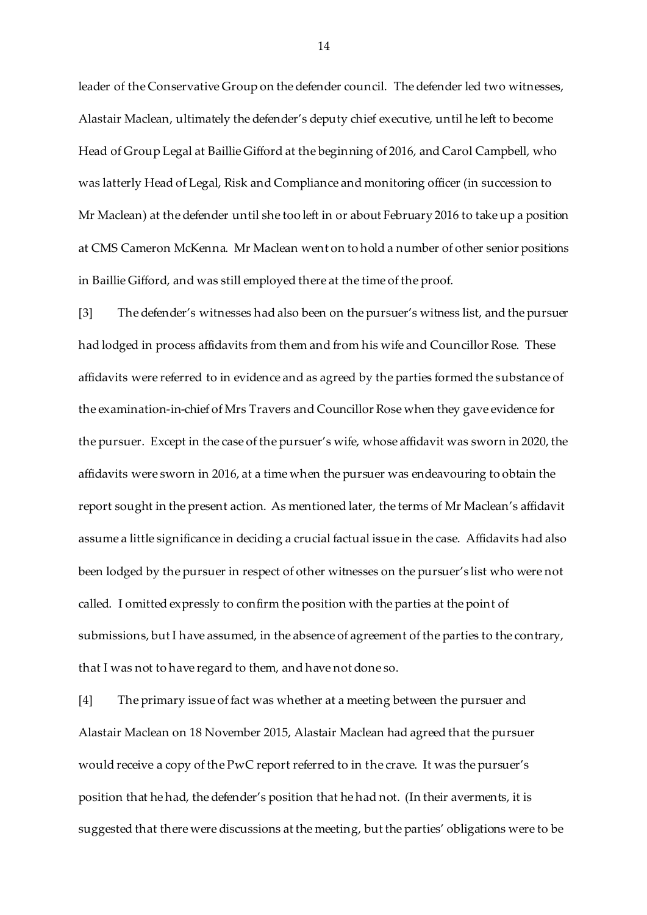leader of the Conservative Group on the defender council. The defender led two witnesses, Alastair Maclean, ultimately the defender's deputy chief executive, until he left to become Head of Group Legal at Baillie Gifford at the beginning of 2016, and Carol Campbell, who was latterly Head of Legal, Risk and Compliance and monitoring officer (in succession to Mr Maclean) at the defender until she too left in or about February 2016 to take up a position at CMS Cameron McKenna. Mr Maclean went on to hold a number of other senior positions in Baillie Gifford, and was still employed there at the time of the proof.

[3] The defender's witnesses had also been on the pursuer's witness list, and the pursuer had lodged in process affidavits from them and from his wife and Councillor Rose. These affidavits were referred to in evidence and as agreed by the parties formed the substance of the examination-in-chief of Mrs Travers and Councillor Rose when they gave evidence for the pursuer. Except in the case of the pursuer's wife, whose affidavit was sworn in 2020, the affidavits were sworn in 2016, at a time when the pursuer was endeavouring to obtain the report sought in the present action. As mentioned later, the terms of Mr Maclean's affidavit assume a little significance in deciding a crucial factual issue in the case. Affidavits had also been lodged by the pursuer in respect of other witnesses on the pursuer's list who were not called. I omitted expressly to confirm the position with the parties at the point of submissions, but I have assumed, in the absence of agreement of the parties to the contrary, that I was not to have regard to them, and have not done so.

[4] The primary issue of fact was whether at a meeting between the pursuer and Alastair Maclean on 18 November 2015, Alastair Maclean had agreed that the pursuer would receive a copy of the PwC report referred to in the crave. It was the pursuer's position that he had, the defender's position that he had not. (In their averments, it is suggested that there were discussions at the meeting, but the parties' obligations were to be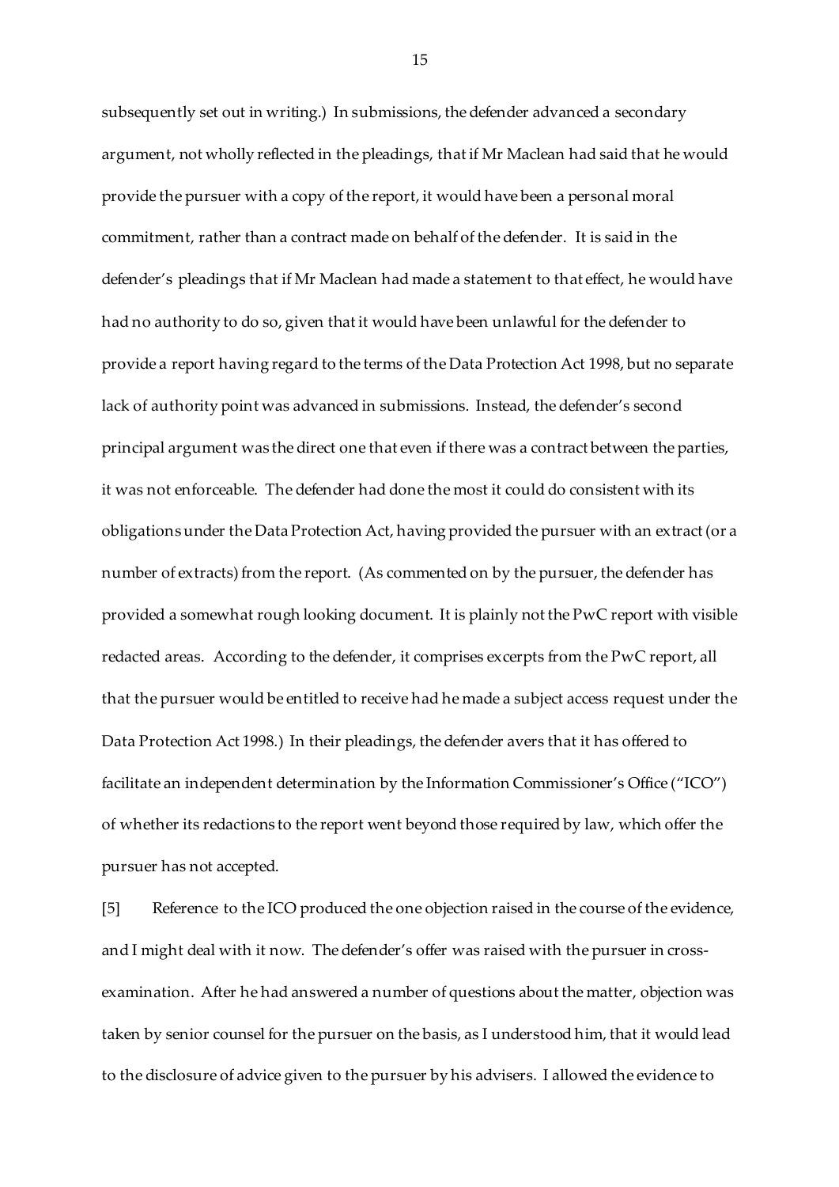subsequently set out in writing.) In submissions, the defender advanced a secondary argument, not wholly reflected in the pleadings, that if Mr Maclean had said that he would provide the pursuer with a copy of the report, it would have been a personal moral commitment, rather than a contract made on behalf of the defender. It is said in the defender's pleadings that if Mr Maclean had made a statement to that effect, he would have had no authority to do so, given that it would have been unlawful for the defender to provide a report having regard to the terms of the Data Protection Act 1998, but no separate lack of authority point was advanced in submissions. Instead, the defender's second principal argument was the direct one that even if there was a contract between the parties, it was not enforceable. The defender had done the most it could do consistent with its obligations under the Data Protection Act, having provided the pursuer with an extract (or a number of extracts) from the report. (As commented on by the pursuer, the defender has provided a somewhat rough looking document. It is plainly not the PwC report with visible redacted areas. According to the defender, it comprises excerpts from the PwC report, all that the pursuer would be entitled to receive had he made a subject access request under the Data Protection Act 1998.) In their pleadings, the defender avers that it has offered to facilitate an independent determination by the Information Commissioner's Office ("ICO") of whether its redactions to the report went beyond those required by law, which offer the pursuer has not accepted.

[5] Reference to the ICO produced the one objection raised in the course of the evidence, and I might deal with it now. The defender's offer was raised with the pursuer in cross-examination. After he had answered a number of questions about the matter, objection was taken by senior counsel for the pursuer on the basis, as I understood him, that it would lead to the disclosure of advice given to the pursuer by his advisers. I allowed the evidence to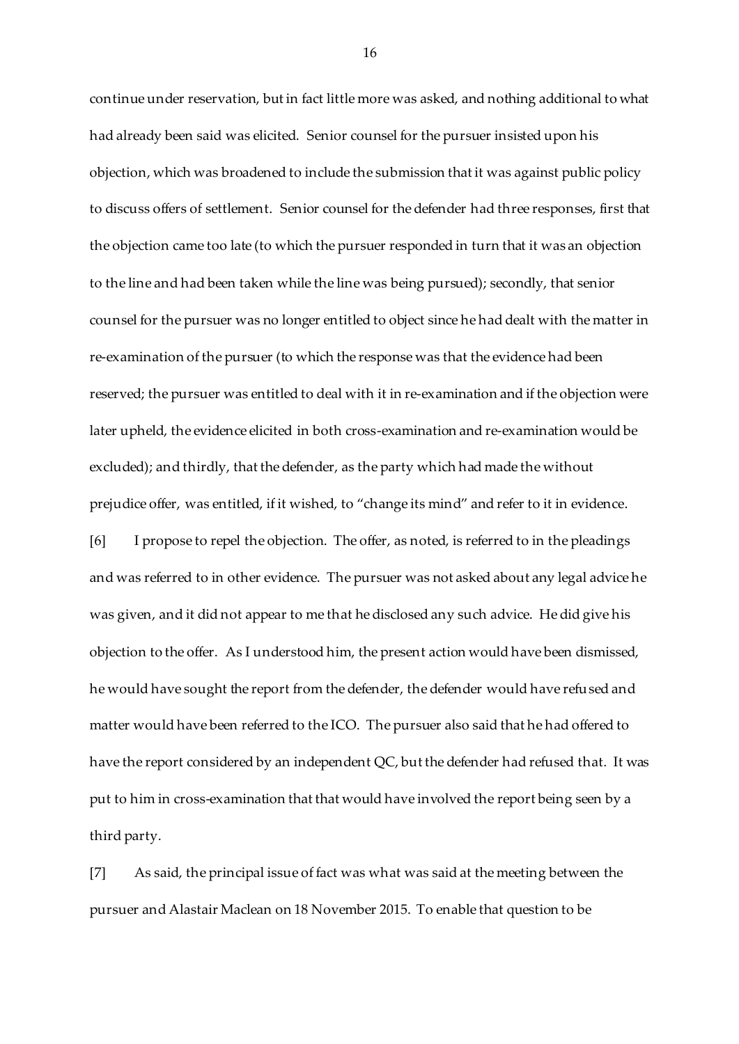continue under reservation, but in fact little more was asked, and nothing additional to what had already been said was elicited. Senior counsel for the pursuer insisted upon his objection, which was broadened to include the submission that it was against public policy to discuss offers of settlement. Senior counsel for the defender had three responses, first that the objection came too late (to which the pursuer responded in turn that it was an objection to the line and had been taken while the line was being pursued); secondly, that senior counsel for the pursuer was no longer entitled to object since he had dealt with the matter in re-examination of the pursuer (to which the response was that the evidence had been reserved; the pursuer was entitled to deal with it in re-examination and if the objection were later upheld, the evidence elicited in both cross-examination and re-examination would be excluded); and thirdly, that the defender, as the party which had made the without prejudice offer, was entitled, if it wished, to "change its mind" and refer to it in evidence.

[6] I propose to repel the objection. The offer, as noted, is referred to in the pleadings and was referred to in other evidence. The pursuer was not asked about any legal advice he was given, and it did not appear to me that he disclosed any such advice. He did give his objection to the offer. As I understood him, the present action would have been dismissed, he would have sought the report from the defender, the defender would have refused and matter would have been referred to the ICO. The pursuer also said that he had offered to have the report considered by an independent QC, but the defender had refused that. It was put to him in cross-examination that that would have involved the report being seen by a third party.

[7] As said, the principal issue of fact was what was said at the meeting between the pursuer and Alastair Maclean on 18 November 2015. To enable that question to be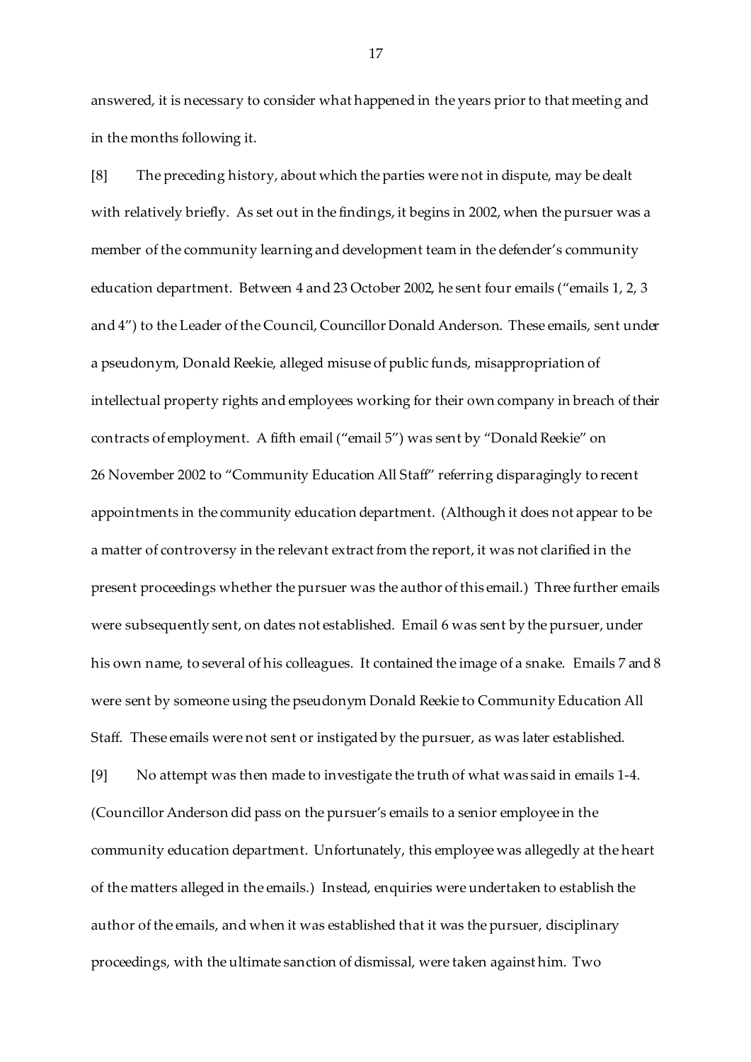answered, it is necessary to consider what happened in the years prior to that meeting and in the months following it.

[8] The preceding history, about which the parties were not in dispute, may be dealt with relatively briefly. As set out in the findings, it begins in 2002, when the pursuer was a member of the community learning and development team in the defender's community education department. Between 4 and 23 October 2002, he sent four emails ("emails 1, 2, 3 and 4") to the Leader of the Council, Councillor Donald Anderson. These emails, sent under a pseudonym, Donald Reekie, alleged misuse of public funds, misappropriation of intellectual property rights and employees working for their own company in breach of their contracts of employment. A fifth email ("email 5") was sent by "Donald Reekie" on 26 November 2002 to "Community Education All Staff" referring disparagingly to recent appointments in the community education department. (Although it does not appear to be a matter of controversy in the relevant extract from the report, it was not clarified in the present proceedings whether the pursuer was the author of this email.) Three further emails were subsequently sent, on dates not established. Email 6 was sent by the pursuer, under his own name, to several of his colleagues. It contained the image of a snake. Emails 7 and 8 were sent by someone using the pseudonym Donald Reekie to Community Education All Staff. These emails were not sent or instigated by the pursuer, as was later established.

[9] No attempt was then made to investigate the truth of what was said in emails 1-4. (Councillor Anderson did pass on the pursuer's emails to a senior employee in the community education department. Unfortunately, this employee was allegedly at the heart of the matters alleged in the emails.) Instead, enquiries were undertaken to establish the author of the emails, and when it was established that it was the pursuer, disciplinary proceedings, with the ultimate sanction of dismissal, were taken against him. Two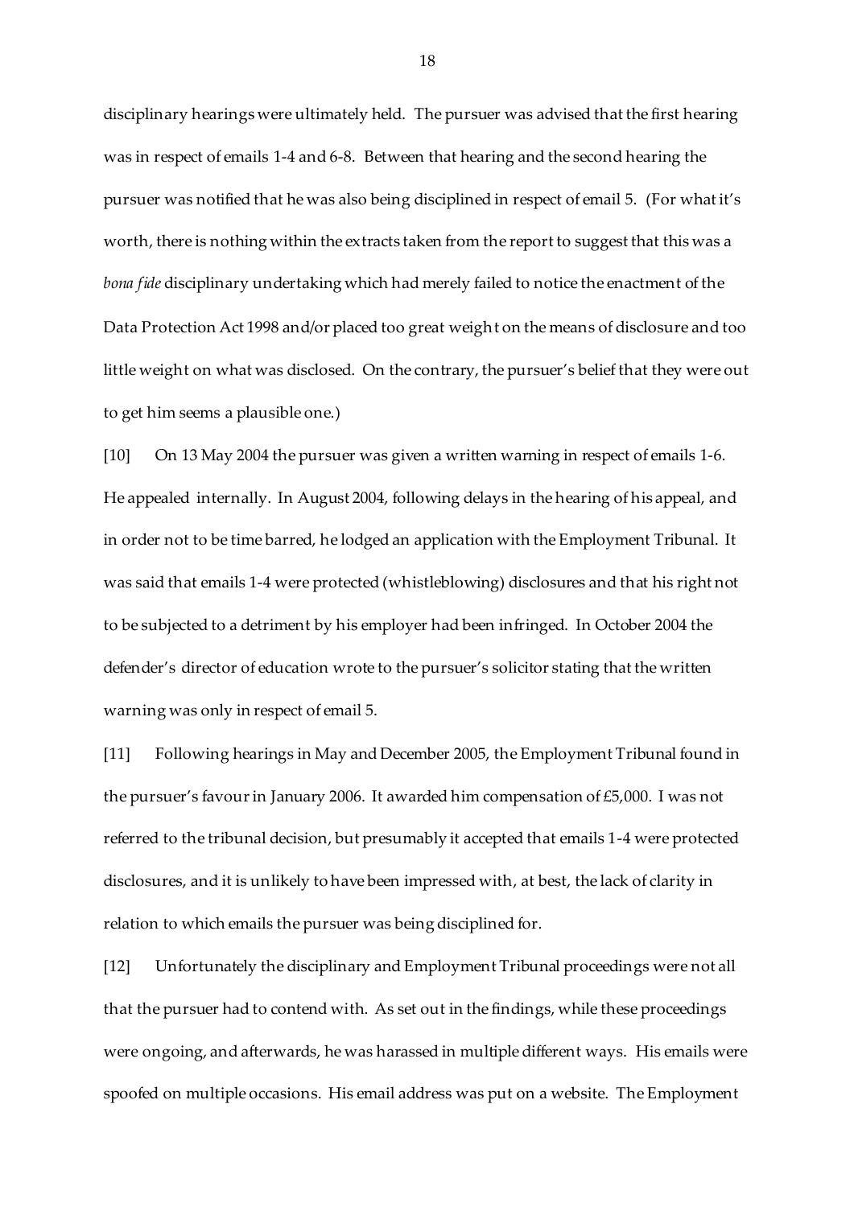disciplinary hearings were ultimately held. The pursuer was advised that the first hearing was in respect of emails 1-4 and 6-8. Between that hearing and the second hearing the pursuer was notified that he was also being disciplined in respect of email 5. (For what it's worth, there is nothing within the extracts taken from the report to suggest that this was a *bona fide* disciplinary undertaking which had merely failed to notice the enactment of the Data Protection Act 1998 and/or placed too great weight on the means of disclosure and too little weight on what was disclosed. On the contrary, the pursuer's belief that they were out to get him seems a plausible one.)

[10] On 13 May 2004 the pursuer was given a written warning in respect of emails 1-6. He appealed internally. In August 2004, following delays in the hearing of his appeal, and in order not to be time barred, he lodged an application with the Employment Tribunal. It was said that emails 1-4 were protected (whistleblowing) disclosures and that his right not to be subjected to a detriment by his employer had been infringed. In October 2004 the defender's director of education wrote to the pursuer's solicitor stating that the written warning was only in respect of email 5.

[11] Following hearings in May and December 2005, the Employment Tribunal found in the pursuer's favour in January 2006. It awarded him compensation of £5,000. I was not referred to the tribunal decision, but presumably it accepted that emails 1-4 were protected disclosures, and it is unlikely to have been impressed with, at best, the lack of clarity in relation to which emails the pursuer was being disciplined for.

[12] Unfortunately the disciplinary and Employment Tribunal proceedings were not all that the pursuer had to contend with. As set out in the findings, while these proceedings were ongoing, and afterwards, he was harassed in multiple different ways. His emails were spoofed on multiple occasions. His email address was put on a website. The Employment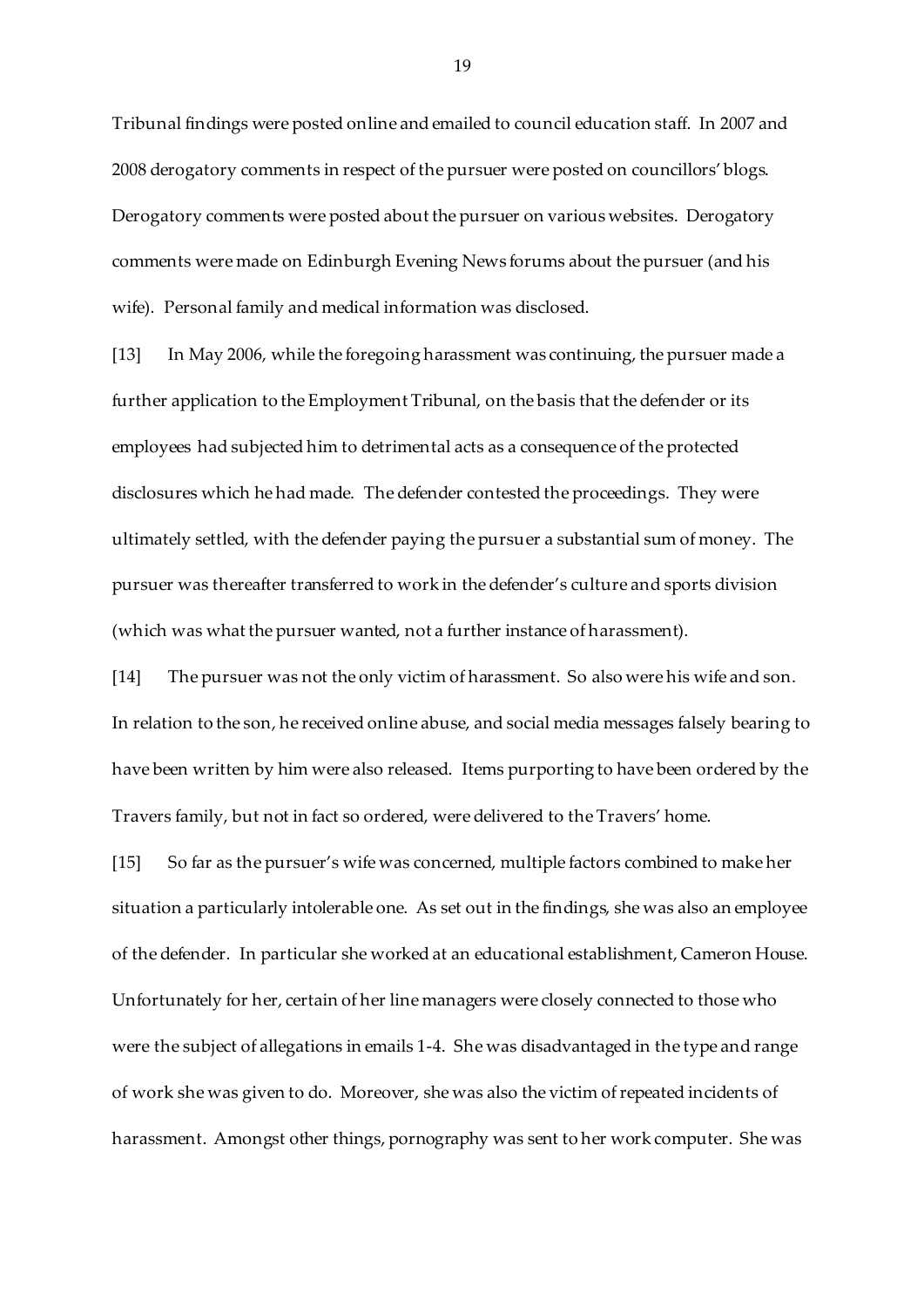Tribunal findings were posted online and emailed to council education staff. In 2007 and 2008 derogatory comments in respect of the pursuer were posted on councillors' blogs. Derogatory comments were posted about the pursuer on various websites. Derogatory comments were made on Edinburgh Evening News forums about the pursuer (and his wife). Personal family and medical information was disclosed.

[13] In May 2006, while the foregoing harassment was continuing, the pursuer made a further application to the Employment Tribunal, on the basis that the defender or its employees had subjected him to detrimental acts as a consequence of the protected disclosures which he had made. The defender contested the proceedings. They were ultimately settled, with the defender paying the pursuer a substantial sum of money. The pursuer was thereafter transferred to work in the defender's culture and sports division (which was what the pursuer wanted, not a further instance of harassment).

[14] The pursuer was not the only victim of harassment. So also were his wife and son. In relation to the son, he received online abuse, and social media messages falsely bearing to have been written by him were also released. Items purporting to have been ordered by the Travers family, but not in fact so ordered, were delivered to the Travers' home.

[15] So far as the pursuer's wife was concerned, multiple factors combined to make her situation a particularly intolerable one. As set out in the findings, she was also an employee of the defender. In particular she worked at an educational establishment, Cameron House. Unfortunately for her, certain of her line managers were closely connected to those who were the subject of allegations in emails 1-4. She was disadvantaged in the type and range of work she was given to do. Moreover, she was also the victim of repeated incidents of harassment. Amongst other things, pornography was sent to her work computer. She was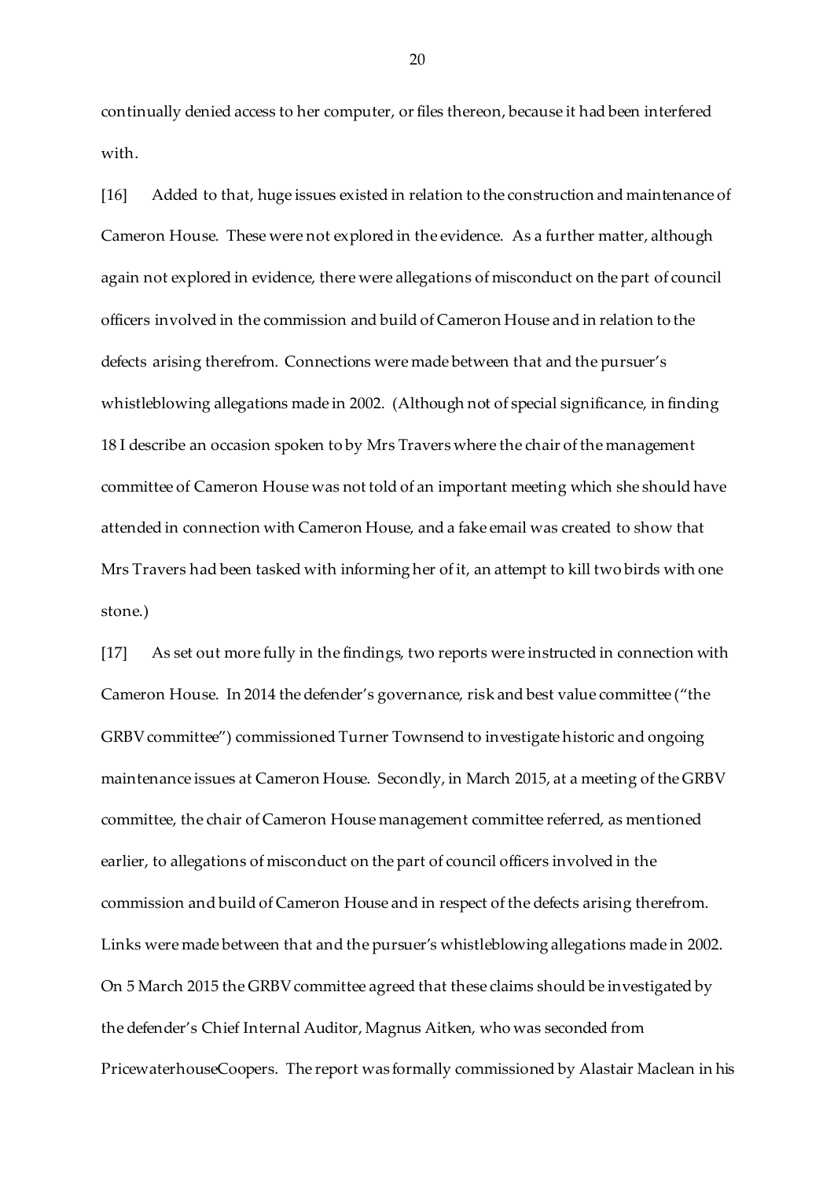continually denied access to her computer, or files thereon, because it had been interfered with.

[16] Added to that, huge issues existed in relation to the construction and maintenance of Cameron House. These were not explored in the evidence. As a further matter, although again not explored in evidence, there were allegations of misconduct on the part of council officers involved in the commission and build of Cameron House and in relation to the defects arising therefrom. Connections were made between that and the pursuer's whistleblowing allegations made in 2002. (Although not of special significance, in finding 18 I describe an occasion spoken to by Mrs Travers where the chair of the management committee of Cameron House was not told of an important meeting which she should have attended in connection with Cameron House, and a fake email was created to show that Mrs Travers had been tasked with informing her of it, an attempt to kill two birds with one stone.)

[17] As set out more fully in the findings, two reports were instructed in connection with Cameron House. In 2014 the defender's governance, risk and best value committee ("the GRBV committee") commissioned Turner Townsend to investigate historic and ongoing maintenance issues at Cameron House. Secondly, in March 2015, at a meeting of the GRBV committee, the chair of Cameron House management committee referred, as mentioned earlier, to allegations of misconduct on the part of council officers involved in the commission and build of Cameron House and in respect of the defects arising therefrom. Links were made between that and the pursuer's whistleblowing allegations made in 2002. On 5 March 2015 the GRBV committee agreed that these claims should be investigated by the defender's Chief Internal Auditor, Magnus Aitken, who was seconded from PricewaterhouseCoopers. The report was formally commissioned by Alastair Maclean in his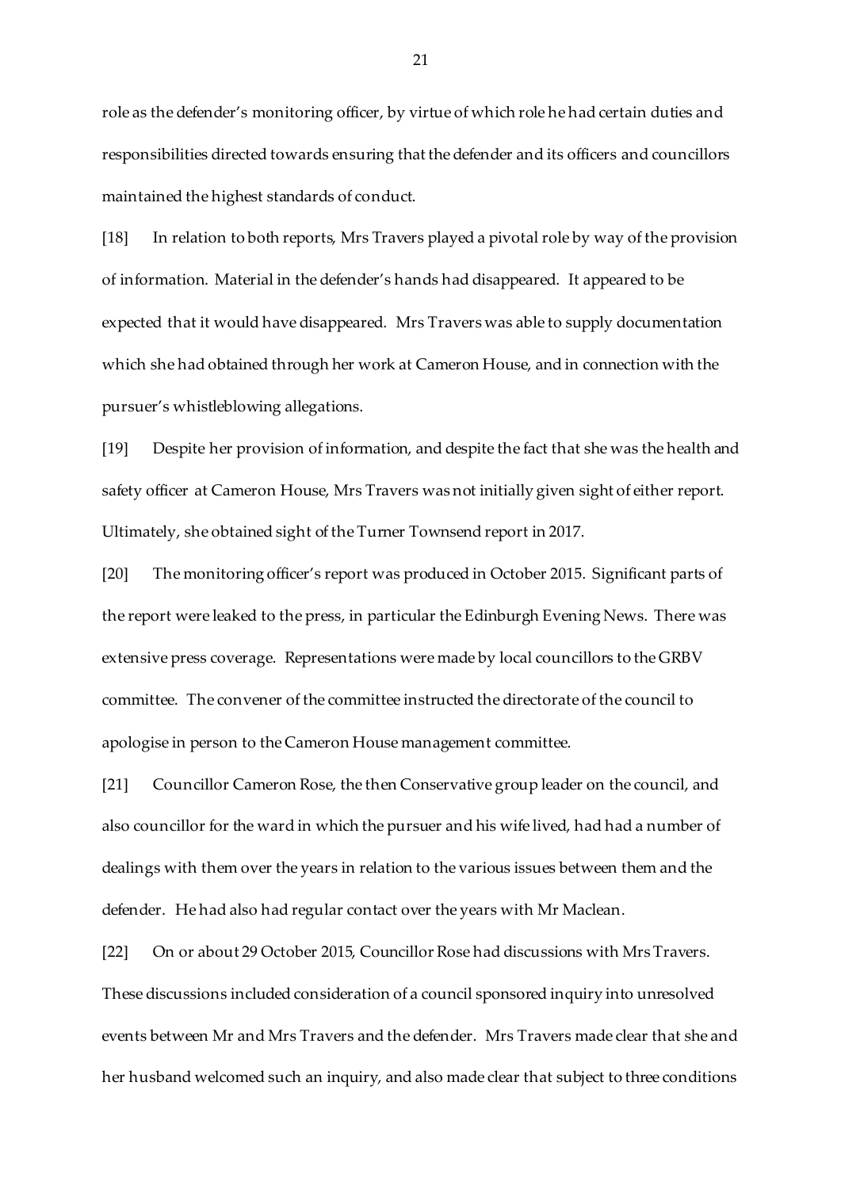role as the defender's monitoring officer, by virtue of which role he had certain duties and responsibilities directed towards ensuring that the defender and its officers and councillors maintained the highest standards of conduct.

[18] In relation to both reports, Mrs Travers played a pivotal role by way of the provision of information. Material in the defender's hands had disappeared. It appeared to be expected that it would have disappeared. Mrs Travers was able to supply documentation which she had obtained through her work at Cameron House, and in connection with the pursuer's whistleblowing allegations.

[19] Despite her provision of information, and despite the fact that she was the health and safety officer at Cameron House, Mrs Travers was not initially given sight of either report. Ultimately, she obtained sight of the Turner Townsend report in 2017.

[20] The monitoring officer's report was produced in October 2015. Significant parts of the report were leaked to the press, in particular the Edinburgh Evening News. There was extensive press coverage. Representations were made by local councillors to the GRBV committee. The convener of the committee instructed the directorate of the council to apologise in person to the Cameron House management committee.

[21] Councillor Cameron Rose, the then Conservative group leader on the council, and also councillor for the ward in which the pursuer and his wife lived, had had a number of dealings with them over the years in relation to the various issues between them and the defender. He had also had regular contact over the years with Mr Maclean.

[22] On or about 29 October 2015, Councillor Rose had discussions with Mrs Travers. These discussions included consideration of a council sponsored inquiry into unresolved events between Mr and Mrs Travers and the defender. Mrs Travers made clear that she and her husband welcomed such an inquiry, and also made clear that subject to three conditions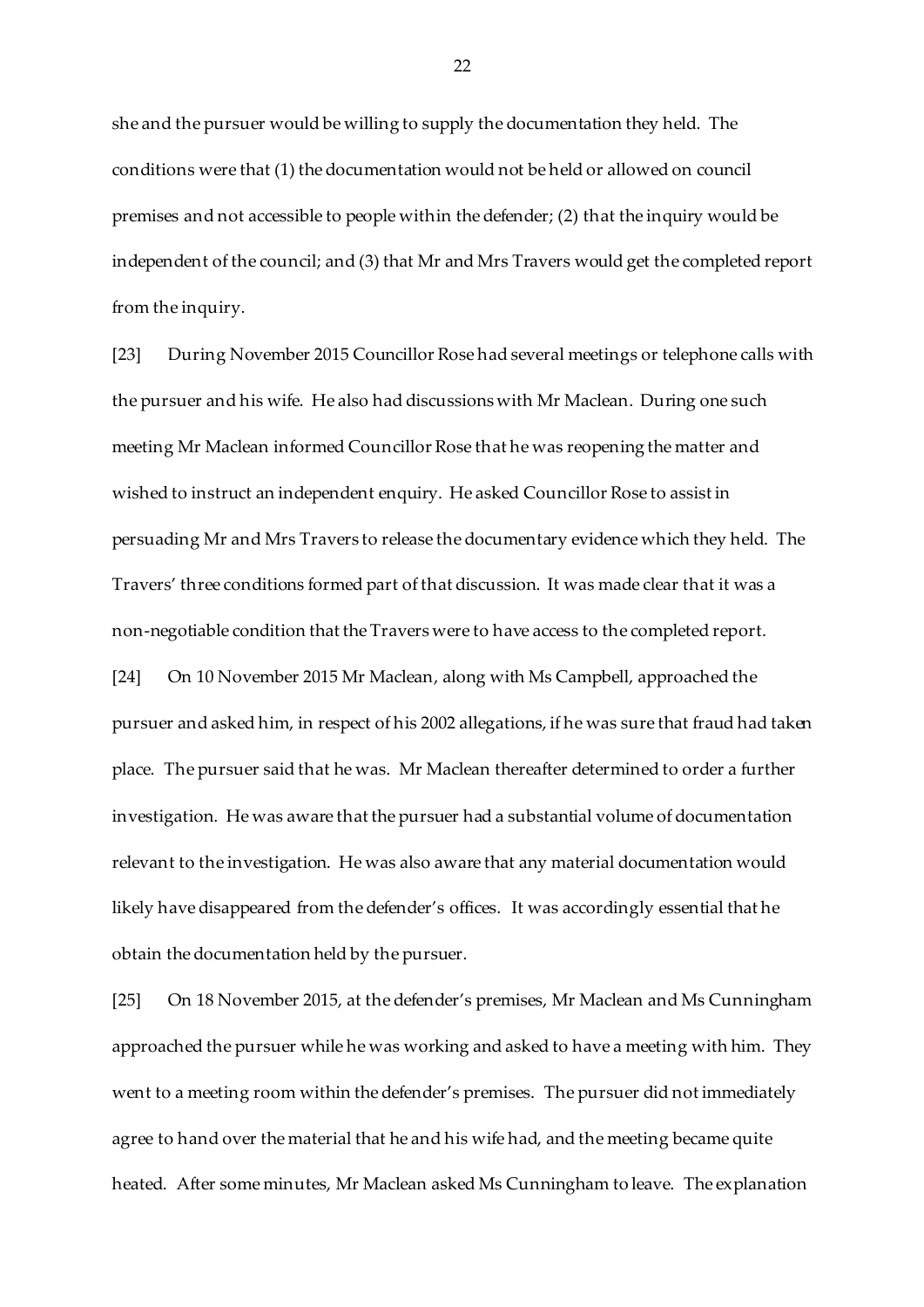she and the pursuer would be willing to supply the documentation they held. The conditions were that (1) the documentation would not be held or allowed on council premises and not accessible to people within the defender; (2) that the inquiry would be independent of the council; and (3) that Mr and Mrs Travers would get the completed report from the inquiry.

[23] During November 2015 Councillor Rose had several meetings or telephone calls with the pursuer and his wife. He also had discussions with Mr Maclean. During one such meeting Mr Maclean informed Councillor Rose that he was reopening the matter and wished to instruct an independent enquiry. He asked Councillor Rose to assist in persuading Mr and Mrs Travers to release the documentary evidence which they held. The Travers' three conditions formed part of that discussion. It was made clear that it was a non-negotiable condition that the Travers were to have access to the completed report.

[24] On 10 November 2015 Mr Maclean, along with Ms Campbell, approached the pursuer and asked him, in respect of his 2002 allegations, if he was sure that fraud had taken place. The pursuer said that he was. Mr Maclean thereafter determined to order a further investigation. He was aware that the pursuer had a substantial volume of documentation relevant to the investigation. He was also aware that any material documentation would likely have disappeared from the defender's offices. It was accordingly essential that he obtain the documentation held by the pursuer.

[25] On 18 November 2015, at the defender's premises, Mr Maclean and Ms Cunningham approached the pursuer while he was working and asked to have a meeting with him. They went to a meeting room within the defender's premises. The pursuer did not immediately agree to hand over the material that he and his wife had, and the meeting became quite heated. After some minutes, Mr Maclean asked Ms Cunningham to leave. The explanation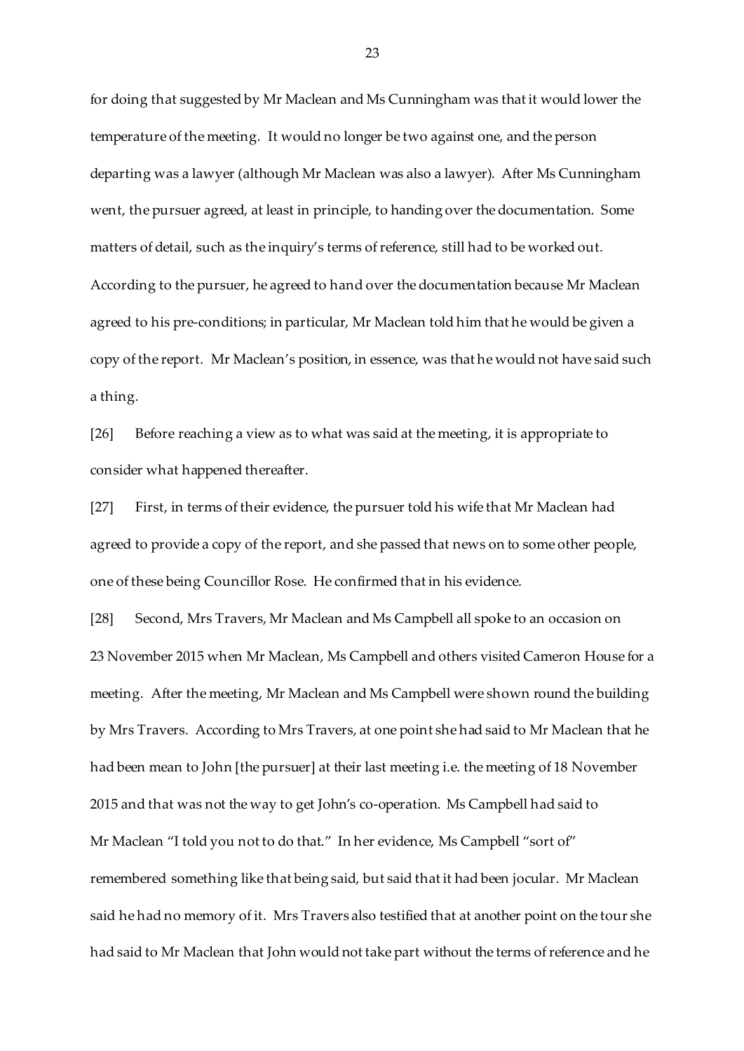for doing that suggested by Mr Maclean and Ms Cunningham was that it would lower the temperature of the meeting. It would no longer be two against one, and the person departing was a lawyer (although Mr Maclean was also a lawyer). After Ms Cunningham went, the pursuer agreed, at least in principle, to handing over the documentation. Some matters of detail, such as the inquiry's terms of reference, still had to be worked out. According to the pursuer, he agreed to hand over the documentation because Mr Maclean agreed to his pre-conditions; in particular, Mr Maclean told him that he would be given a copy of the report. Mr Maclean's position, in essence, was that he would not have said such a thing.

[26] Before reaching a view as to what was said at the meeting, it is appropriate to consider what happened thereafter.

[27] First, in terms of their evidence, the pursuer told his wife that Mr Maclean had agreed to provide a copy of the report, and she passed that news on to some other people, one of these being Councillor Rose. He confirmed that in his evidence.

[28] Second, Mrs Travers, Mr Maclean and Ms Campbell all spoke to an occasion on 23 November 2015 when Mr Maclean, Ms Campbell and others visited Cameron House for a meeting. After the meeting, Mr Maclean and Ms Campbell were shown round the building by Mrs Travers. According to Mrs Travers, at one point she had said to Mr Maclean that he had been mean to John [the pursuer] at their last meeting i.e. the meeting of 18 November 2015 and that was not the way to get John's co-operation. Ms Campbell had said to Mr Maclean "I told you not to do that." In her evidence, Ms Campbell "sort of" remembered something like that being said, but said that it had been jocular. Mr Maclean said he had no memory of it. Mrs Travers also testified that at another point on the tour she had said to Mr Maclean that John would not take part without the terms of reference and he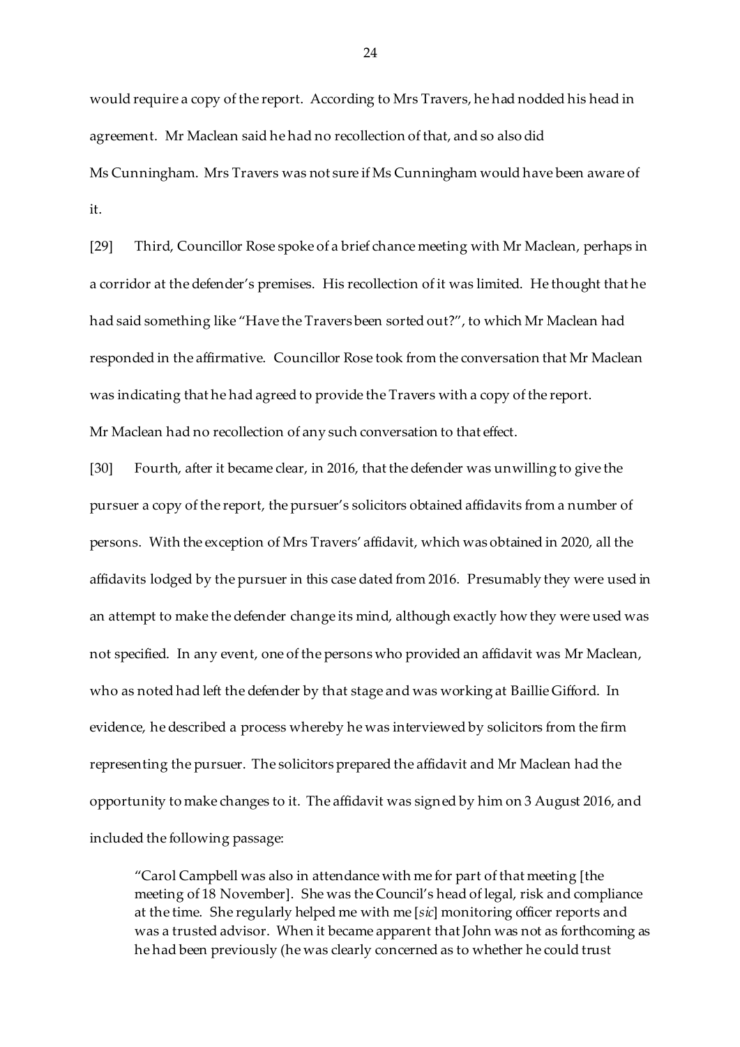would require a copy of the report. According to Mrs Travers, he had nodded his head in agreement. Mr Maclean said he had no recollection of that, and so also did Ms Cunningham. Mrs Travers was not sure if Ms Cunningham would have been aware of it.

[29] Third, Councillor Rose spoke of a brief chance meeting with Mr Maclean, perhaps in a corridor at the defender's premises. His recollection of it was limited. He thought that he had said something like "Have the Travers been sorted out?", to which Mr Maclean had responded in the affirmative. Councillor Rose took from the conversation that Mr Maclean was indicating that he had agreed to provide the Travers with a copy of the report. Mr Maclean had no recollection of any such conversation to that effect.

[30] Fourth, after it became clear, in 2016, that the defender was unwilling to give the pursuer a copy of the report, the pursuer's solicitors obtained affidavits from a number of persons. With the exception of Mrs Travers' affidavit, which was obtained in 2020, all the affidavits lodged by the pursuer in this case dated from 2016. Presumably they were used in an attempt to make the defender change its mind, although exactly how they were used was not specified. In any event, one of the persons who provided an affidavit was Mr Maclean, who as noted had left the defender by that stage and was working at Baillie Gifford. In evidence, he described a process whereby he was interviewed by solicitors from the firm representing the pursuer. The solicitors prepared the affidavit and Mr Maclean had the opportunity to make changes to it. The affidavit was signed by him on 3 August 2016, and included the following passage:

> "Carol Campbell was also in attendance with me for part of that meeting [the meeting of 18 November]. She was the Council's head of legal, risk and compliance at the time. She regularly helped me with me [*sic*] monitoring officer reports and was a trusted advisor. When it became apparent that John was not as forthcoming as he had been previously (he was clearly concerned as to whether he could trust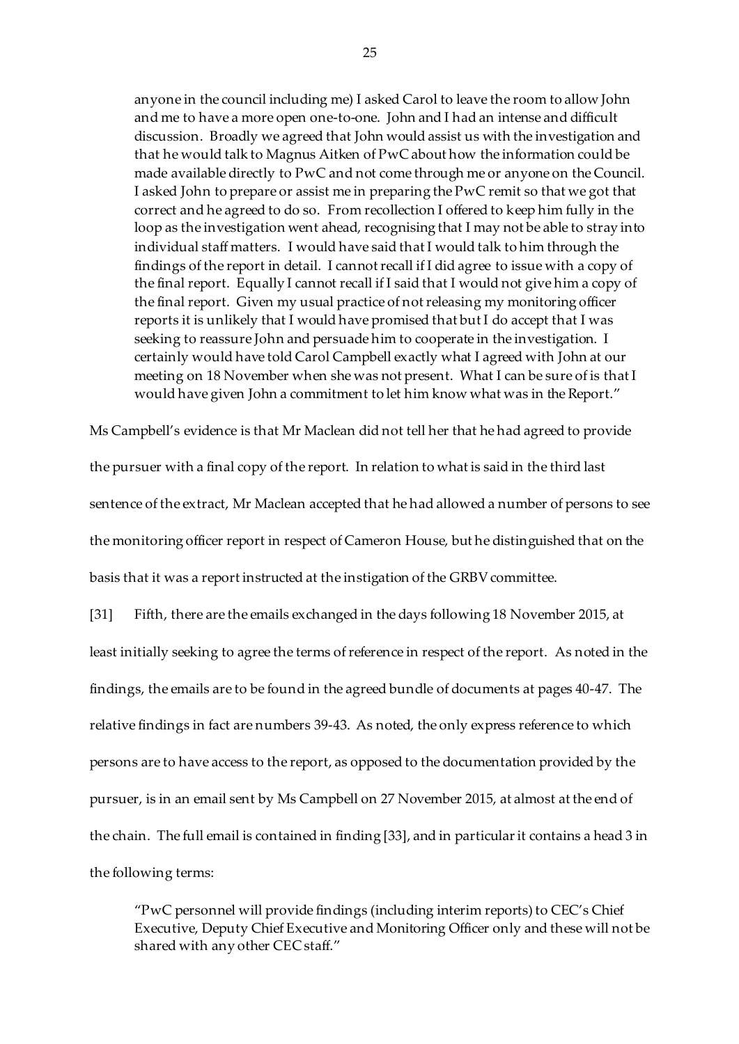> anyone in the council including me) I asked Carol to leave the room to allow John and me to have a more open one-to-one. John and I had an intense and difficult discussion. Broadly we agreed that John would assist us with the investigation and that he would talk to Magnus Aitken of PwC about how the information could be made available directly to PwC and not come through me or anyone on the Council. I asked John to prepare or assist me in preparing the PwC remit so that we got that correct and he agreed to do so. From recollection I offered to keep him fully in the loop as the investigation went ahead, recognising that I may not be able to stray into individual staff matters. I would have said that I would talk to him through the findings of the report in detail. I cannot recall if I did agree to issue with a copy of the final report. Equally I cannot recall if I said that I would not give him a copy of the final report. Given my usual practice of not releasing my monitoring officer reports it is unlikely that I would have promised that but I do accept that I was seeking to reassure John and persuade him to cooperate in the investigation. I certainly would have told Carol Campbell exactly what I agreed with John at our meeting on 18 November when she was not present. What I can be sure of is that I would have given John a commitment to let him know what was in the Report."

Ms Campbell's evidence is that Mr Maclean did not tell her that he had agreed to provide the pursuer with a final copy of the report. In relation to what is said in the third last sentence of the extract, Mr Maclean accepted that he had allowed a number of persons to see the monitoring officer report in respect of Cameron House, but he distinguished that on the basis that it was a report instructed at the instigation of the GRBV committee.

[31] Fifth, there are the emails exchanged in the days following 18 November 2015, at least initially seeking to agree the terms of reference in respect of the report. As noted in the findings, the emails are to be found in the agreed bundle of documents at pages 40-47. The relative findings in fact are numbers 39-43. As noted, the only express reference to which persons are to have access to the report, as opposed to the documentation provided by the pursuer, is in an email sent by Ms Campbell on 27 November 2015, at almost at the end of the chain. The full email is contained in finding [33], and in particular it contains a head 3 in the following terms:

> "PwC personnel will provide findings (including interim reports) to CEC's Chief Executive, Deputy Chief Executive and Monitoring Officer only and these will not be shared with any other CEC staff."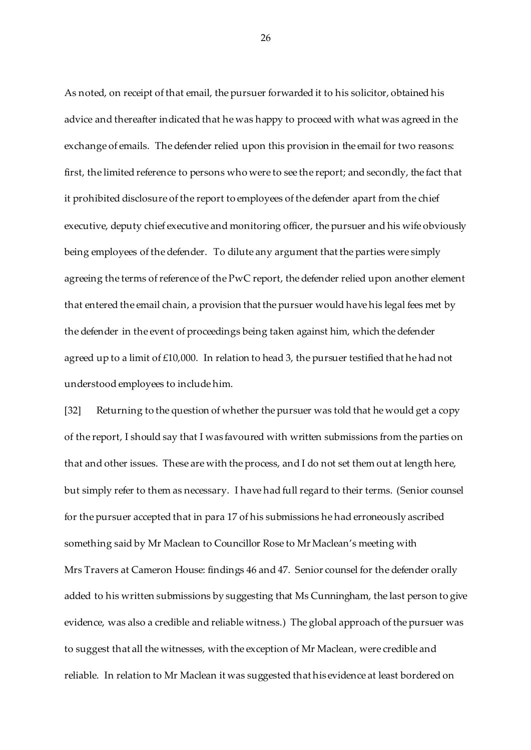As noted, on receipt of that email, the pursuer forwarded it to his solicitor, obtained his advice and thereafter indicated that he was happy to proceed with what was agreed in the exchange of emails. The defender relied upon this provision in the email for two reasons: first, the limited reference to persons who were to see the report; and secondly, the fact that it prohibited disclosure of the report to employees of the defender apart from the chief executive, deputy chief executive and monitoring officer, the pursuer and his wife obviously being employees of the defender. To dilute any argument that the parties were simply agreeing the terms of reference of the PwC report, the defender relied upon another element that entered the email chain, a provision that the pursuer would have his legal fees met by the defender in the event of proceedings being taken against him, which the defender agreed up to a limit of £10,000. In relation to head 3, the pursuer testified that he had not understood employees to include him.

[32] Returning to the question of whether the pursuer was told that he would get a copy of the report, I should say that I was favoured with written submissions from the parties on that and other issues. These are with the process, and I do not set them out at length here, but simply refer to them as necessary. I have had full regard to their terms. (Senior counsel for the pursuer accepted that in para 17 of his submissions he had erroneously ascribed something said by Mr Maclean to Councillor Rose to Mr Maclean's meeting with Mrs Travers at Cameron House: findings 46 and 47. Senior counsel for the defender orally added to his written submissions by suggesting that Ms Cunningham, the last person to give evidence, was also a credible and reliable witness.) The global approach of the pursuer was to suggest that all the witnesses, with the exception of Mr Maclean, were credible and reliable. In relation to Mr Maclean it was suggested that his evidence at least bordered on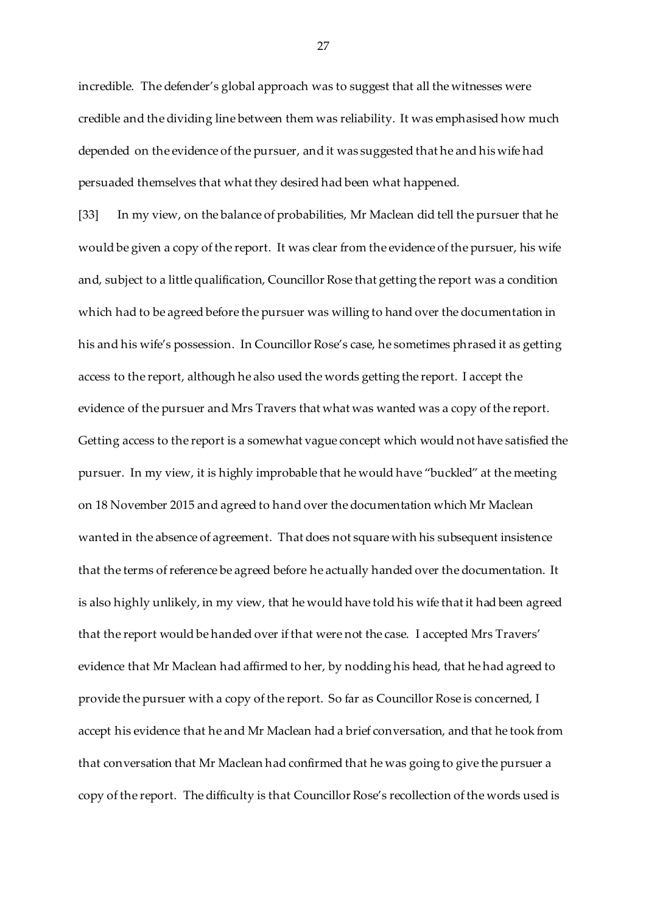incredible. The defender's global approach was to suggest that all the witnesses were credible and the dividing line between them was reliability. It was emphasised how much depended on the evidence of the pursuer, and it was suggested that he and his wife had persuaded themselves that what they desired had been what happened.

[33] In my view, on the balance of probabilities, Mr Maclean did tell the pursuer that he would be given a copy of the report. It was clear from the evidence of the pursuer, his wife and, subject to a little qualification, Councillor Rose that getting the report was a condition which had to be agreed before the pursuer was willing to hand over the documentation in his and his wife's possession. In Councillor Rose's case, he sometimes phrased it as getting access to the report, although he also used the words getting the report. I accept the evidence of the pursuer and Mrs Travers that what was wanted was a copy of the report. Getting access to the report is a somewhat vague concept which would not have satisfied the pursuer. In my view, it is highly improbable that he would have "buckled" at the meeting on 18 November 2015 and agreed to hand over the documentation which Mr Maclean wanted in the absence of agreement. That does not square with his subsequent insistence that the terms of reference be agreed before he actually handed over the documentation. It is also highly unlikely, in my view, that he would have told his wife that it had been agreed that the report would be handed over if that were not the case. I accepted Mrs Travers' evidence that Mr Maclean had affirmed to her, by nodding his head, that he had agreed to provide the pursuer with a copy of the report. So far as Councillor Rose is concerned, I accept his evidence that he and Mr Maclean had a brief conversation, and that he took from that conversation that Mr Maclean had confirmed that he was going to give the pursuer a copy of the report. The difficulty is that Councillor Rose's recollection of the words used is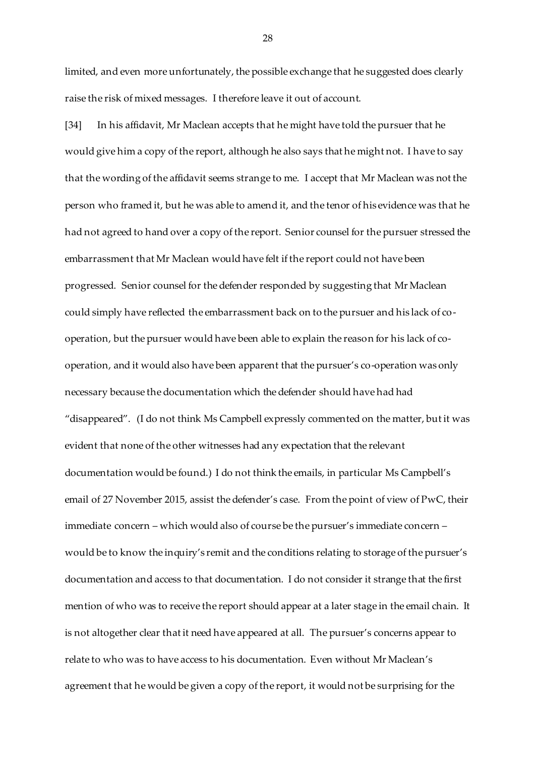limited, and even more unfortunately, the possible exchange that he suggested does clearly raise the risk of mixed messages. I therefore leave it out of account.

[34] In his affidavit, Mr Maclean accepts that he might have told the pursuer that he would give him a copy of the report, although he also says that he might not. I have to say that the wording of the affidavit seems strange to me. I accept that Mr Maclean was not the person who framed it, but he was able to amend it, and the tenor of his evidence was that he had not agreed to hand over a copy of the report. Senior counsel for the pursuer stressed the embarrassment that Mr Maclean would have felt if the report could not have been progressed. Senior counsel for the defender responded by suggesting that Mr Maclean could simply have reflected the embarrassment back on to the pursuer and his lack of co-operation, but the pursuer would have been able to explain the reason for his lack of co-operation, and it would also have been apparent that the pursuer's co-operation was only necessary because the documentation which the defender should have had had "disappeared". (I do not think Ms Campbell expressly commented on the matter, but it was evident that none of the other witnesses had any expectation that the relevant documentation would be found.) I do not think the emails, in particular Ms Campbell's email of 27 November 2015, assist the defender's case. From the point of view of PwC, their immediate concern – which would also of course be the pursuer's immediate concern – would be to know the inquiry's remit and the conditions relating to storage of the pursuer's documentation and access to that documentation. I do not consider it strange that the first mention of who was to receive the report should appear at a later stage in the email chain. It is not altogether clear that it need have appeared at all. The pursuer's concerns appear to relate to who was to have access to his documentation. Even without Mr Maclean's agreement that he would be given a copy of the report, it would not be surprising for the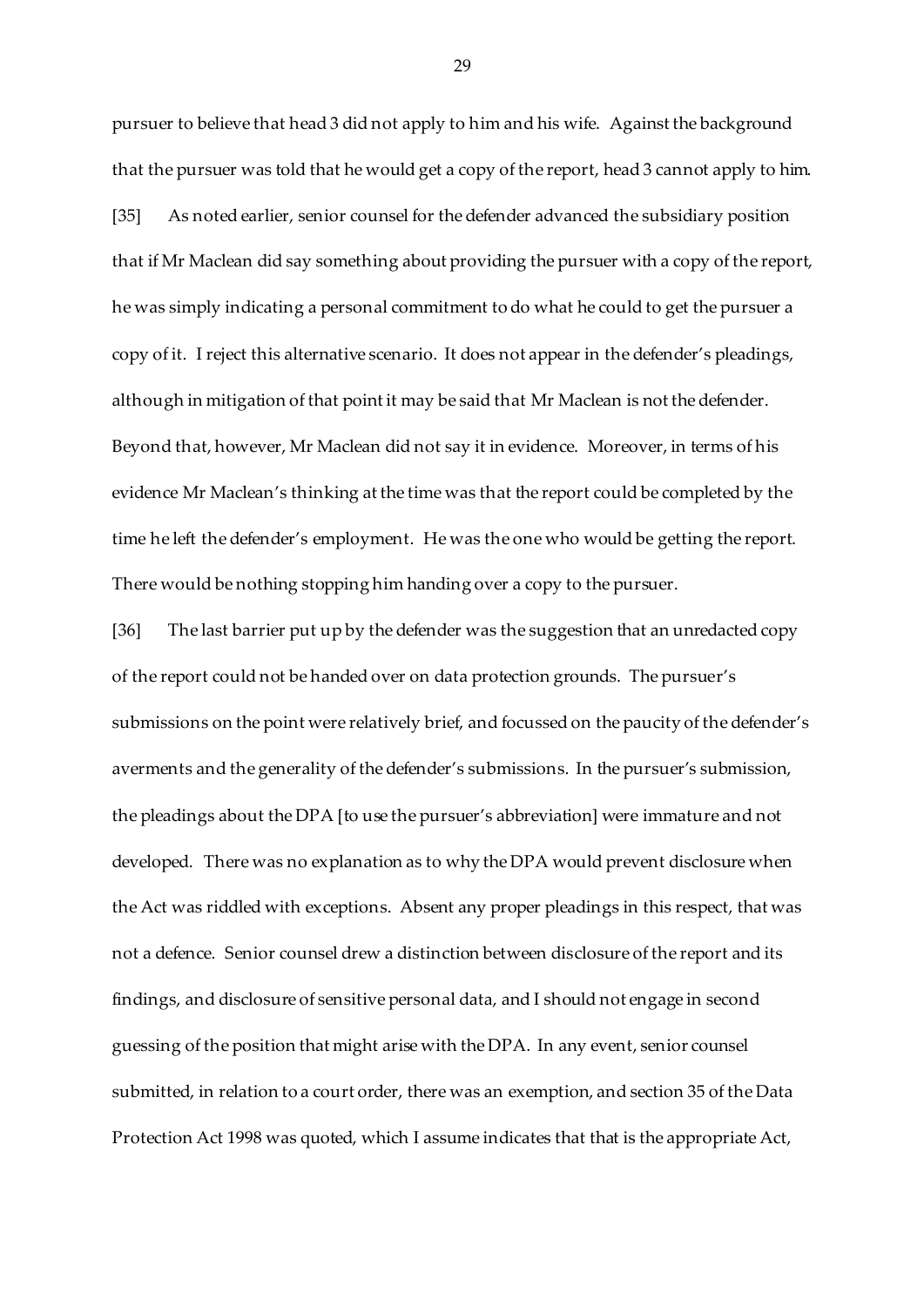pursuer to believe that head 3 did not apply to him and his wife. Against the background that the pursuer was told that he would get a copy of the report, head 3 cannot apply to him.

[35] As noted earlier, senior counsel for the defender advanced the subsidiary position that if Mr Maclean did say something about providing the pursuer with a copy of the report, he was simply indicating a personal commitment to do what he could to get the pursuer a copy of it. I reject this alternative scenario. It does not appear in the defender's pleadings, although in mitigation of that point it may be said that Mr Maclean is not the defender. Beyond that, however, Mr Maclean did not say it in evidence. Moreover, in terms of his evidence Mr Maclean's thinking at the time was that the report could be completed by the time he left the defender's employment. He was the one who would be getting the report. There would be nothing stopping him handing over a copy to the pursuer.

[36] The last barrier put up by the defender was the suggestion that an unredacted copy of the report could not be handed over on data protection grounds. The pursuer's submissions on the point were relatively brief, and focussed on the paucity of the defender's averments and the generality of the defender's submissions. In the pursuer's submission, the pleadings about the DPA [to use the pursuer's abbreviation] were immature and not developed. There was no explanation as to why the DPA would prevent disclosure when the Act was riddled with exceptions. Absent any proper pleadings in this respect, that was not a defence. Senior counsel drew a distinction between disclosure of the report and its findings, and disclosure of sensitive personal data, and I should not engage in second guessing of the position that might arise with the DPA. In any event, senior counsel submitted, in relation to a court order, there was an exemption, and section 35 of the Data Protection Act 1998 was quoted, which I assume indicates that that is the appropriate Act,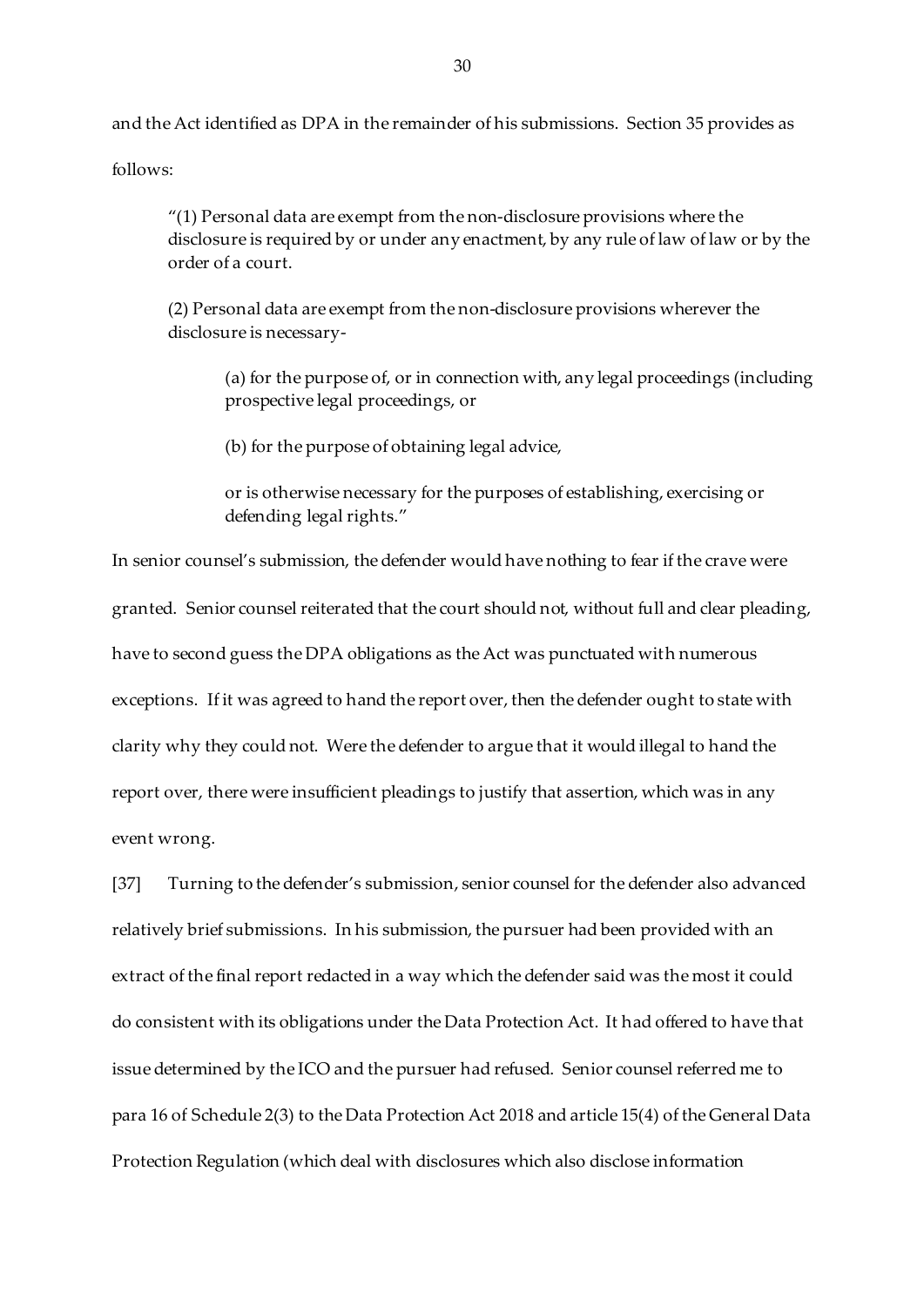and the Act identified as DPA in the remainder of his submissions. Section 35 provides as follows:

> "(1) Personal data are exempt from the non-disclosure provisions where the disclosure is required by or under any enactment, by any rule of law of law or by the order of a court.
>
> (2) Personal data are exempt from the non-disclosure provisions wherever the disclosure is necessary-
>
> > (a) for the purpose of, or in connection with, any legal proceedings (including prospective legal proceedings, or
> >
> > (b) for the purpose of obtaining legal advice,
> >
> > or is otherwise necessary for the purposes of establishing, exercising or defending legal rights."

In senior counsel's submission, the defender would have nothing to fear if the crave were granted. Senior counsel reiterated that the court should not, without full and clear pleading, have to second guess the DPA obligations as the Act was punctuated with numerous exceptions. If it was agreed to hand the report over, then the defender ought to state with clarity why they could not. Were the defender to argue that it would illegal to hand the report over, there were insufficient pleadings to justify that assertion, which was in any event wrong.

[37] Turning to the defender's submission, senior counsel for the defender also advanced relatively brief submissions. In his submission, the pursuer had been provided with an extract of the final report redacted in a way which the defender said was the most it could do consistent with its obligations under the Data Protection Act. It had offered to have that issue determined by the ICO and the pursuer had refused. Senior counsel referred me to para 16 of Schedule 2(3) to the Data Protection Act 2018 and article 15(4) of the General Data Protection Regulation (which deal with disclosures which also disclose information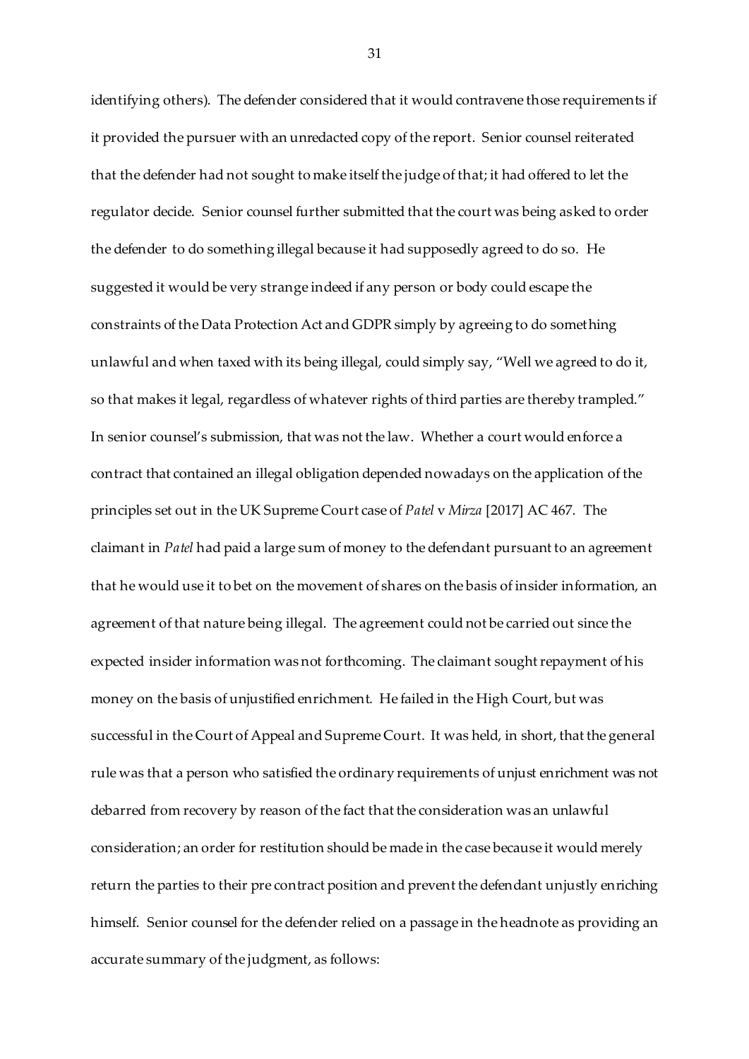identifying others). The defender considered that it would contravene those requirements if it provided the pursuer with an unredacted copy of the report. Senior counsel reiterated that the defender had not sought to make itself the judge of that; it had offered to let the regulator decide. Senior counsel further submitted that the court was being asked to order the defender to do something illegal because it had supposedly agreed to do so. He suggested it would be very strange indeed if any person or body could escape the constraints of the Data Protection Act and GDPR simply by agreeing to do something unlawful and when taxed with its being illegal, could simply say, "Well we agreed to do it, so that makes it legal, regardless of whatever rights of third parties are thereby trampled." In senior counsel's submission, that was not the law. Whether a court would enforce a contract that contained an illegal obligation depended nowadays on the application of the principles set out in the UK Supreme Court case of *Patel* v *Mirza* [2017] AC 467. The claimant in *Patel* had paid a large sum of money to the defendant pursuant to an agreement that he would use it to bet on the movement of shares on the basis of insider information, an agreement of that nature being illegal. The agreement could not be carried out since the expected insider information was not forthcoming. The claimant sought repayment of his money on the basis of unjustified enrichment. He failed in the High Court, but was successful in the Court of Appeal and Supreme Court. It was held, in short, that the general rule was that a person who satisfied the ordinary requirements of unjust enrichment was not debarred from recovery by reason of the fact that the consideration was an unlawful consideration; an order for restitution should be made in the case because it would merely return the parties to their pre contract position and prevent the defendant unjustly enriching himself. Senior counsel for the defender relied on a passage in the headnote as providing an accurate summary of the judgment, as follows: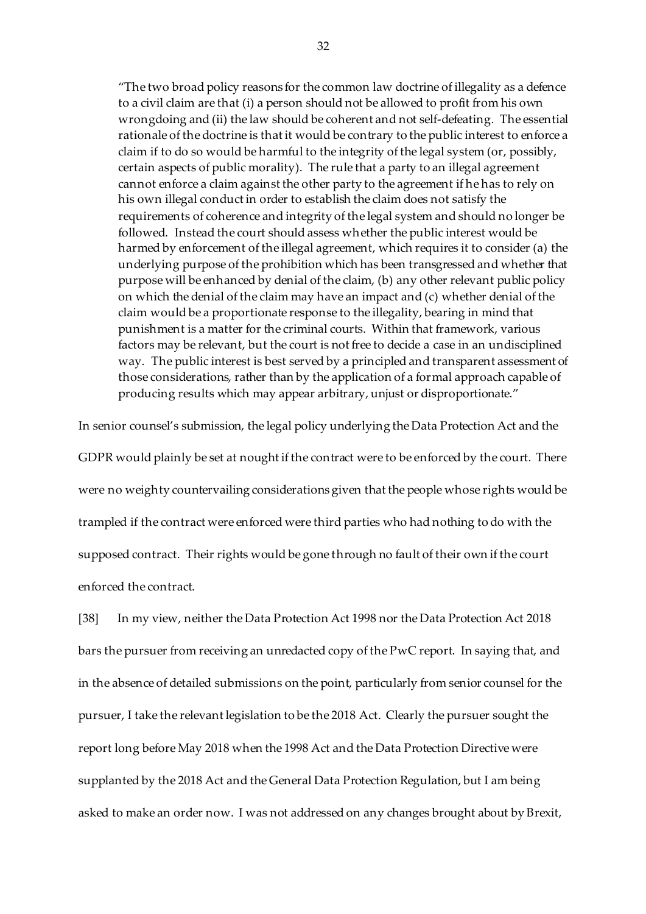> "The two broad policy reasons for the common law doctrine of illegality as a defence to a civil claim are that (i) a person should not be allowed to profit from his own wrongdoing and (ii) the law should be coherent and not self-defeating. The essential rationale of the doctrine is that it would be contrary to the public interest to enforce a claim if to do so would be harmful to the integrity of the legal system (or, possibly, certain aspects of public morality). The rule that a party to an illegal agreement cannot enforce a claim against the other party to the agreement if he has to rely on his own illegal conduct in order to establish the claim does not satisfy the requirements of coherence and integrity of the legal system and should no longer be followed. Instead the court should assess whether the public interest would be harmed by enforcement of the illegal agreement, which requires it to consider (a) the underlying purpose of the prohibition which has been transgressed and whether that purpose will be enhanced by denial of the claim, (b) any other relevant public policy on which the denial of the claim may have an impact and (c) whether denial of the claim would be a proportionate response to the illegality, bearing in mind that punishment is a matter for the criminal courts. Within that framework, various factors may be relevant, but the court is not free to decide a case in an undisciplined way. The public interest is best served by a principled and transparent assessment of those considerations, rather than by the application of a formal approach capable of producing results which may appear arbitrary, unjust or disproportionate."

In senior counsel's submission, the legal policy underlying the Data Protection Act and the GDPR would plainly be set at nought if the contract were to be enforced by the court. There were no weighty countervailing considerations given that the people whose rights would be trampled if the contract were enforced were third parties who had nothing to do with the supposed contract. Their rights would be gone through no fault of their own if the court enforced the contract.

[38] In my view, neither the Data Protection Act 1998 nor the Data Protection Act 2018 bars the pursuer from receiving an unredacted copy of the PwC report. In saying that, and in the absence of detailed submissions on the point, particularly from senior counsel for the pursuer, I take the relevant legislation to be the 2018 Act. Clearly the pursuer sought the report long before May 2018 when the 1998 Act and the Data Protection Directive were supplanted by the 2018 Act and the General Data Protection Regulation, but I am being asked to make an order now. I was not addressed on any changes brought about by Brexit,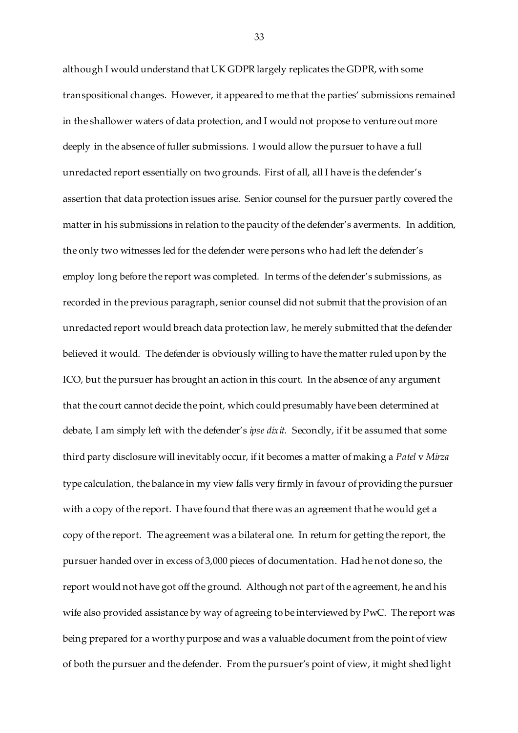although I would understand that UK GDPR largely replicates the GDPR, with some transpositional changes. However, it appeared to me that the parties' submissions remained in the shallower waters of data protection, and I would not propose to venture out more deeply in the absence of fuller submissions. I would allow the pursuer to have a full unredacted report essentially on two grounds. First of all, all I have is the defender's assertion that data protection issues arise. Senior counsel for the pursuer partly covered the matter in his submissions in relation to the paucity of the defender's averments. In addition, the only two witnesses led for the defender were persons who had left the defender's employ long before the report was completed. In terms of the defender's submissions, as recorded in the previous paragraph, senior counsel did not submit that the provision of an unredacted report would breach data protection law, he merely submitted that the defender believed it would. The defender is obviously willing to have the matter ruled upon by the ICO, but the pursuer has brought an action in this court. In the absence of any argument that the court cannot decide the point, which could presumably have been determined at debate, I am simply left with the defender's *ipse dixit*. Secondly, if it be assumed that some third party disclosure will inevitably occur, if it becomes a matter of making a *Patel* v *Mirza* type calculation, the balance in my view falls very firmly in favour of providing the pursuer with a copy of the report. I have found that there was an agreement that he would get a copy of the report. The agreement was a bilateral one. In return for getting the report, the pursuer handed over in excess of 3,000 pieces of documentation. Had he not done so, the report would not have got off the ground. Although not part of the agreement, he and his wife also provided assistance by way of agreeing to be interviewed by PwC. The report was being prepared for a worthy purpose and was a valuable document from the point of view of both the pursuer and the defender. From the pursuer's point of view, it might shed light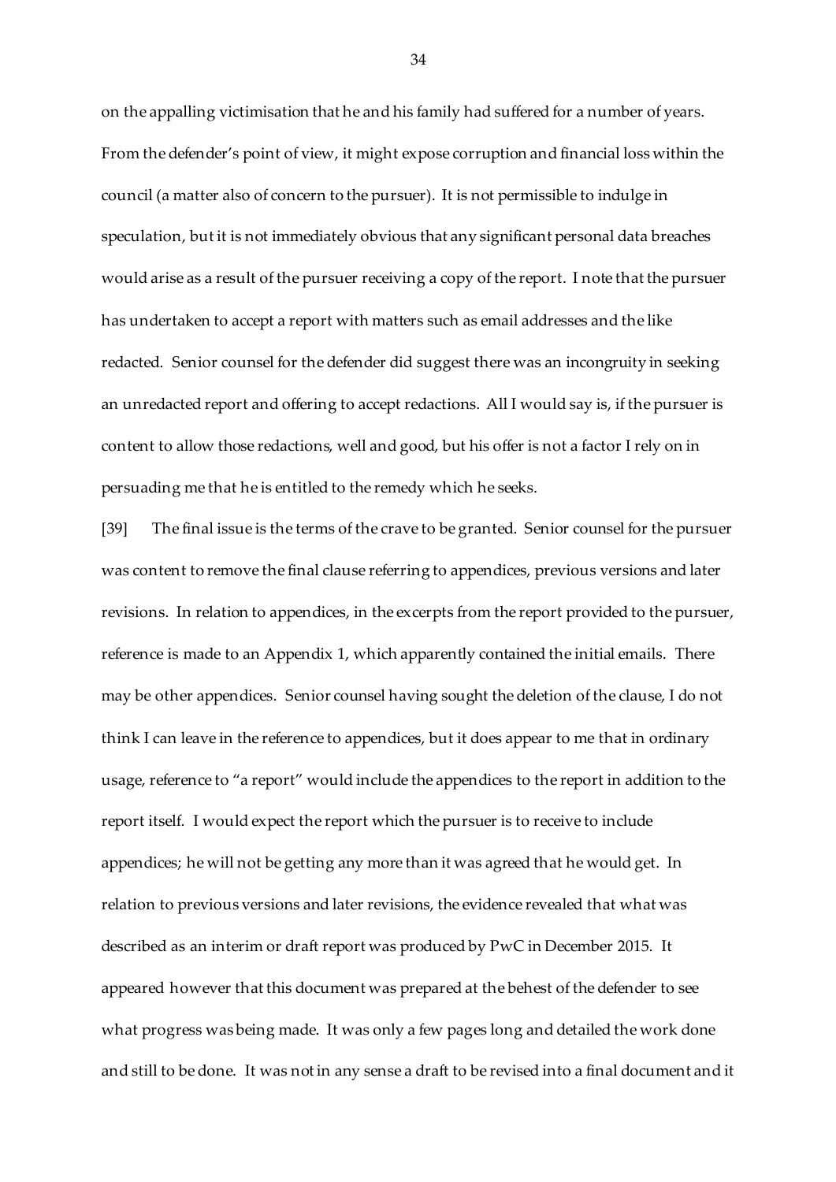on the appalling victimisation that he and his family had suffered for a number of years. From the defender's point of view, it might expose corruption and financial loss within the council (a matter also of concern to the pursuer). It is not permissible to indulge in speculation, but it is not immediately obvious that any significant personal data breaches would arise as a result of the pursuer receiving a copy of the report. I note that the pursuer has undertaken to accept a report with matters such as email addresses and the like redacted. Senior counsel for the defender did suggest there was an incongruity in seeking an unredacted report and offering to accept redactions. All I would say is, if the pursuer is content to allow those redactions, well and good, but his offer is not a factor I rely on in persuading me that he is entitled to the remedy which he seeks.

[39] The final issue is the terms of the crave to be granted. Senior counsel for the pursuer was content to remove the final clause referring to appendices, previous versions and later revisions. In relation to appendices, in the excerpts from the report provided to the pursuer, reference is made to an Appendix 1, which apparently contained the initial emails. There may be other appendices. Senior counsel having sought the deletion of the clause, I do not think I can leave in the reference to appendices, but it does appear to me that in ordinary usage, reference to "a report" would include the appendices to the report in addition to the report itself. I would expect the report which the pursuer is to receive to include appendices; he will not be getting any more than it was agreed that he would get. In relation to previous versions and later revisions, the evidence revealed that what was described as an interim or draft report was produced by PwC in December 2015. It appeared however that this document was prepared at the behest of the defender to see what progress was being made. It was only a few pages long and detailed the work done and still to be done. It was not in any sense a draft to be revised into a final document and it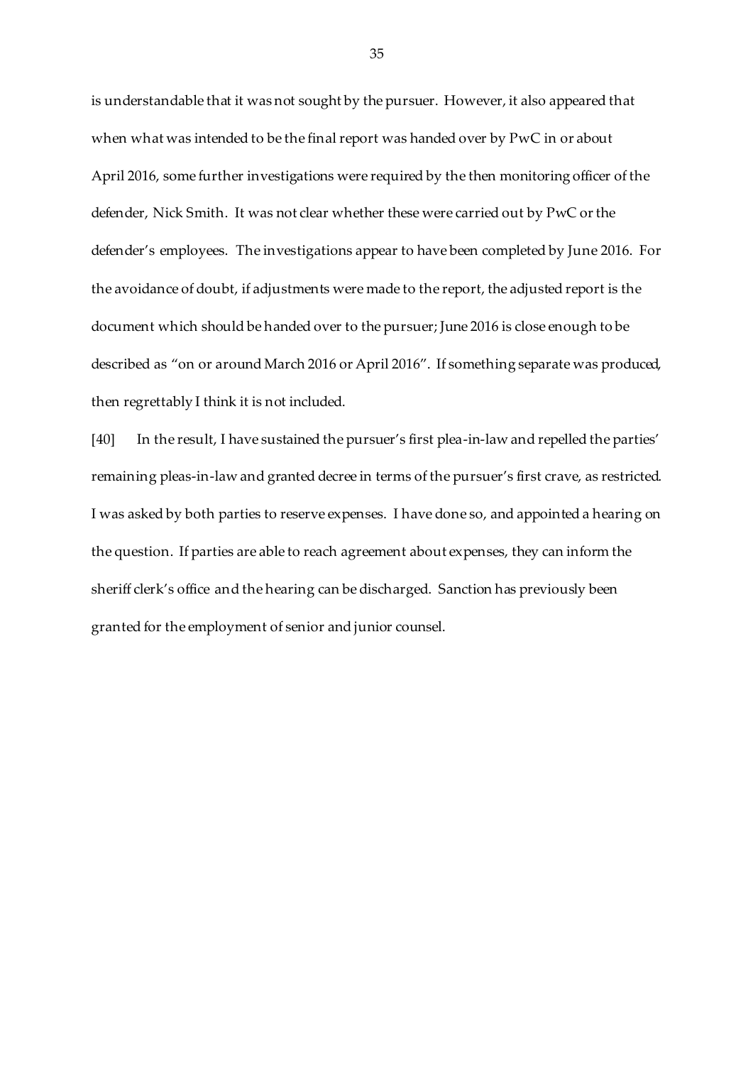is understandable that it was not sought by the pursuer. However, it also appeared that when what was intended to be the final report was handed over by PwC in or about April 2016, some further investigations were required by the then monitoring officer of the defender, Nick Smith. It was not clear whether these were carried out by PwC or the defender's employees. The investigations appear to have been completed by June 2016. For the avoidance of doubt, if adjustments were made to the report, the adjusted report is the document which should be handed over to the pursuer; June 2016 is close enough to be described as "on or around March 2016 or April 2016". If something separate was produced, then regrettably I think it is not included.

[40] In the result, I have sustained the pursuer's first plea-in-law and repelled the parties' remaining pleas-in-law and granted decree in terms of the pursuer's first crave, as restricted. I was asked by both parties to reserve expenses. I have done so, and appointed a hearing on the question. If parties are able to reach agreement about expenses, they can inform the sheriff clerk's office and the hearing can be discharged. Sanction has previously been granted for the employment of senior and junior counsel.